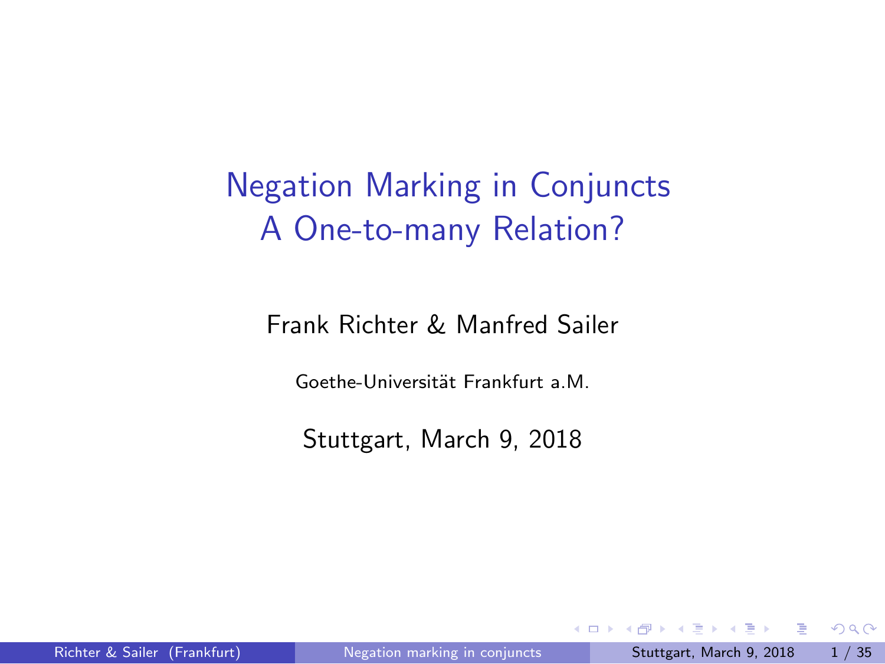# Negation Marking in Conjuncts
# A One-to-many Relation?

Frank Richter & Manfred Sailer

Goethe-Universität Frankfurt a.M.

Stuttgart, March 9, 2018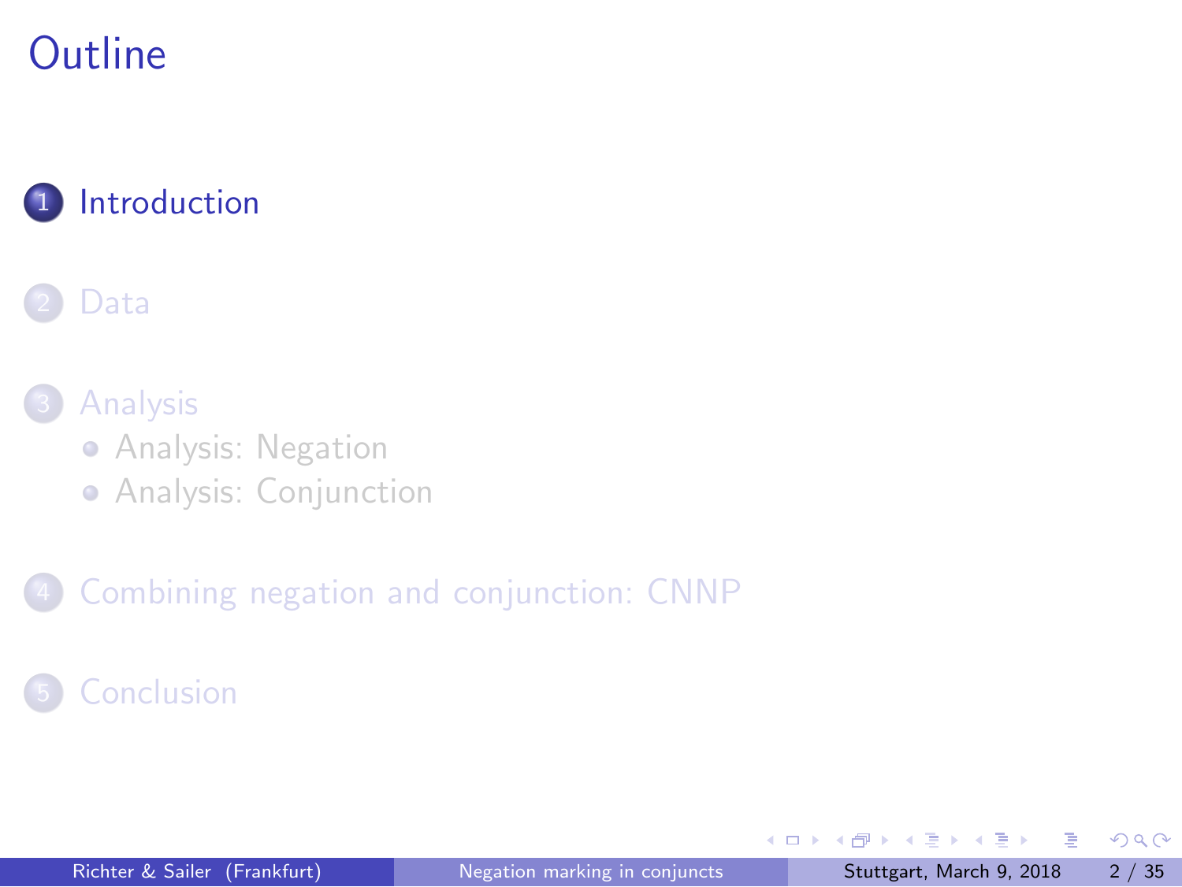# Outline

1. Introduction
2. Data
3. Analysis
   - Analysis: Negation
   - Analysis: Conjunction
4. Combining negation and conjunction: CNNP
5. Conclusion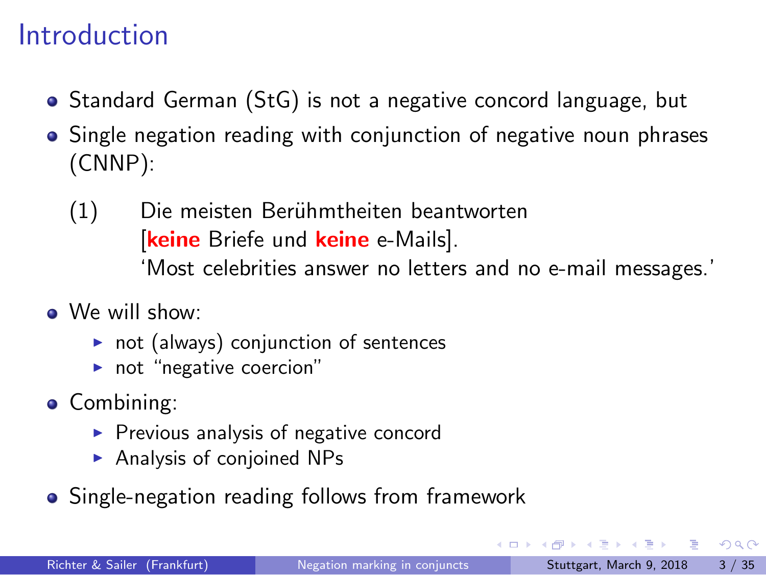# Introduction

- Standard German (StG) is not a negative concord language, but
- Single negation reading with conjunction of negative noun phrases (CNNP):

(1) Die meisten Berühmtheiten beantworten [**keine** Briefe und **keine** e-Mails].
'Most celebrities answer no letters and no e-mail messages.'

- We will show:
  - not (always) conjunction of sentences
  - not "negative coercion"
- Combining:
  - Previous analysis of negative concord
  - Analysis of conjoined NPs
- Single-negation reading follows from framework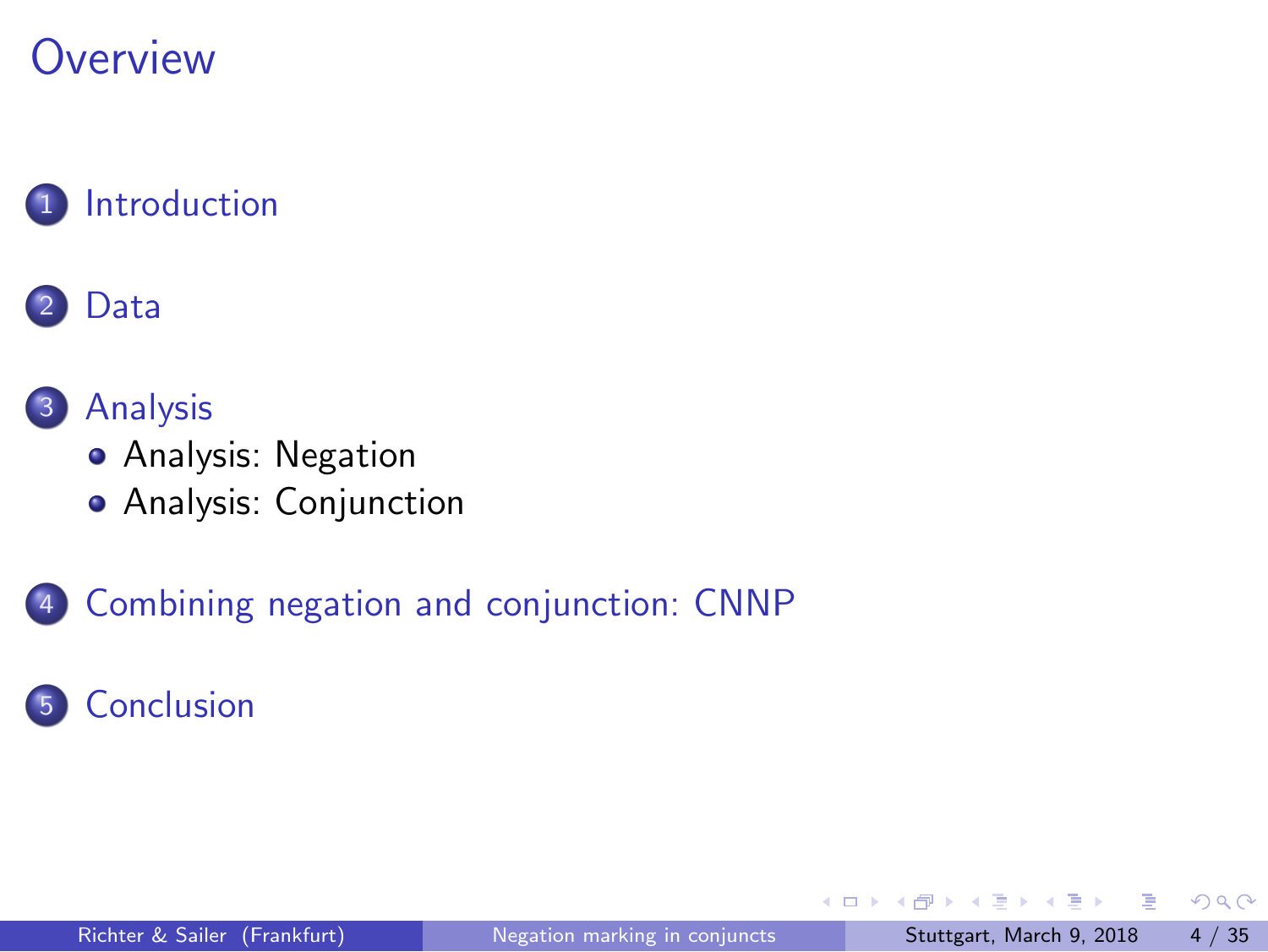# Overview

1. Introduction
2. Data
3. Analysis
   - Analysis: Negation
   - Analysis: Conjunction
4. Combining negation and conjunction: CNNP
5. Conclusion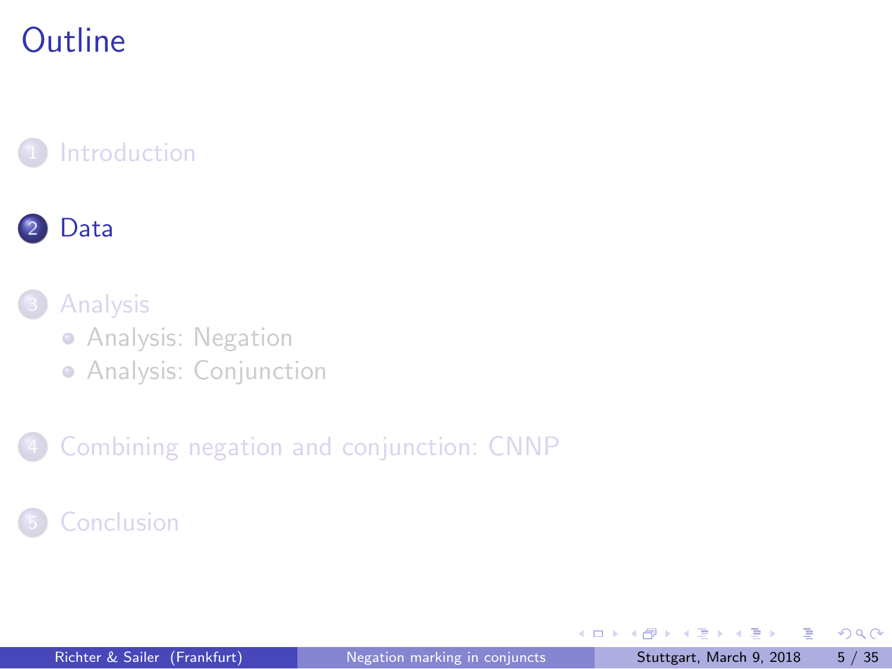# Outline

1. Introduction
2. Data
3. Analysis
   - Analysis: Negation
   - Analysis: Conjunction
4. Combining negation and conjunction: CNNP
5. Conclusion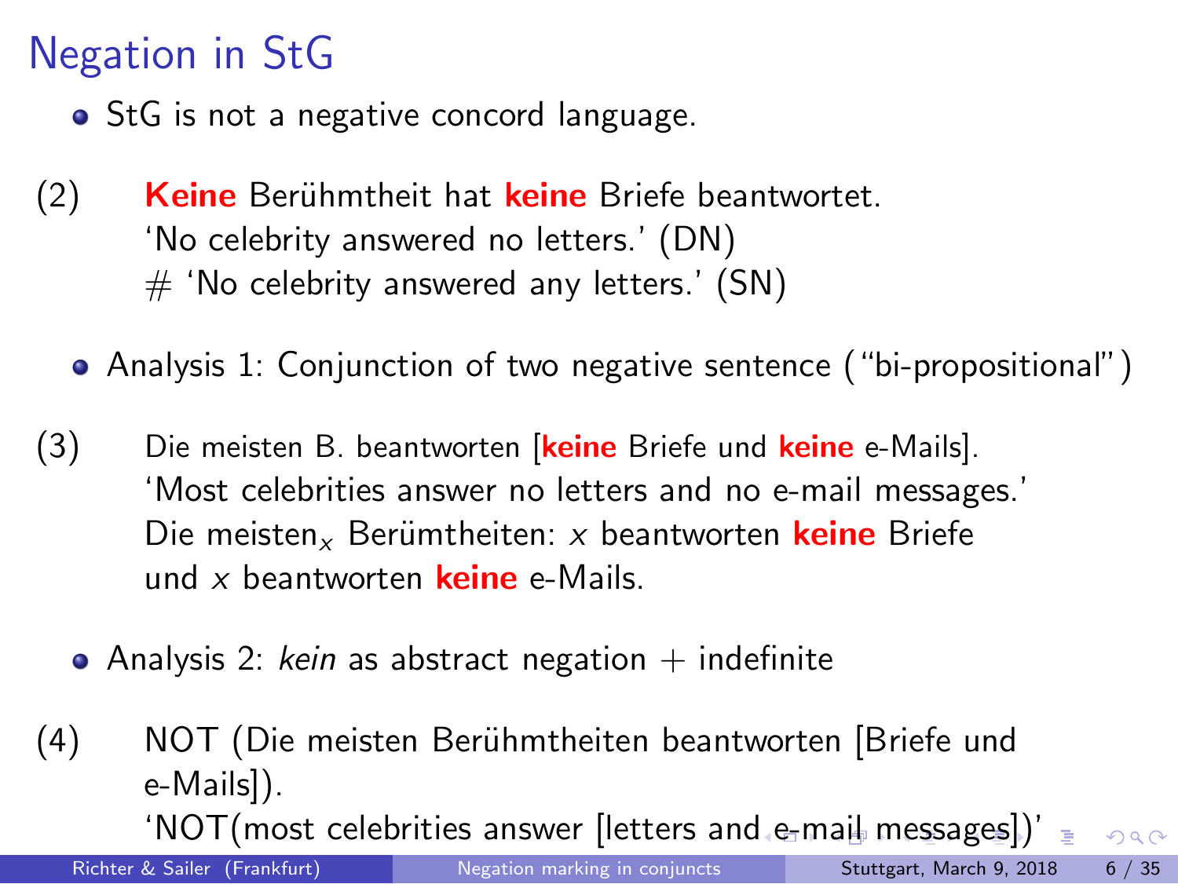# Negation in StG

- StG is not a negative concord language.

(2) **Keine** Berühmtheit hat **keine** Briefe beantwortet.
'No celebrity answered no letters.' (DN)
\# 'No celebrity answered any letters.' (SN)

- Analysis 1: Conjunction of two negative sentence ("bi-propositional")

(3) Die meisten B. beantworten [**keine** Briefe und **keine** e-Mails].
'Most celebrities answer no letters and no e-mail messages.'
Die meisten$_x$ Berümtheiten: $x$ beantworten **keine** Briefe und $x$ beantworten **keine** e-Mails.

- Analysis 2: *kein* as abstract negation + indefinite

(4) NOT (Die meisten Berühmtheiten beantworten [Briefe und e-Mails]).
'NOT(most celebrities answer [letters and e-mail messages])'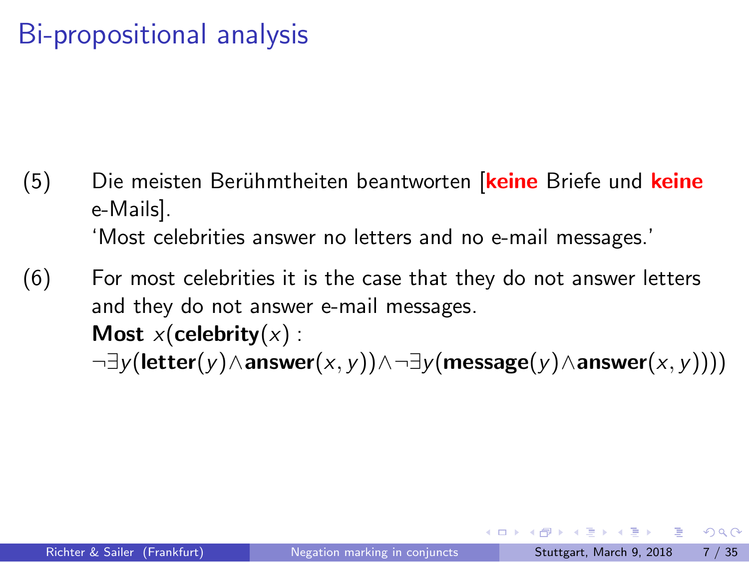# Bi-propositional analysis

(5) Die meisten Berühmtheiten beantworten [**keine** Briefe und **keine** e-Mails].
'Most celebrities answer no letters and no e-mail messages.'

(6) For most celebrities it is the case that they do not answer letters and they do not answer e-mail messages.
$\textbf{Most}\ x(\textbf{celebrity}(x) :$
$\neg\exists y(\textbf{letter}(y) \wedge \textbf{answer}(x,y)) \wedge \neg\exists y(\textbf{message}(y) \wedge \textbf{answer}(x,y))))$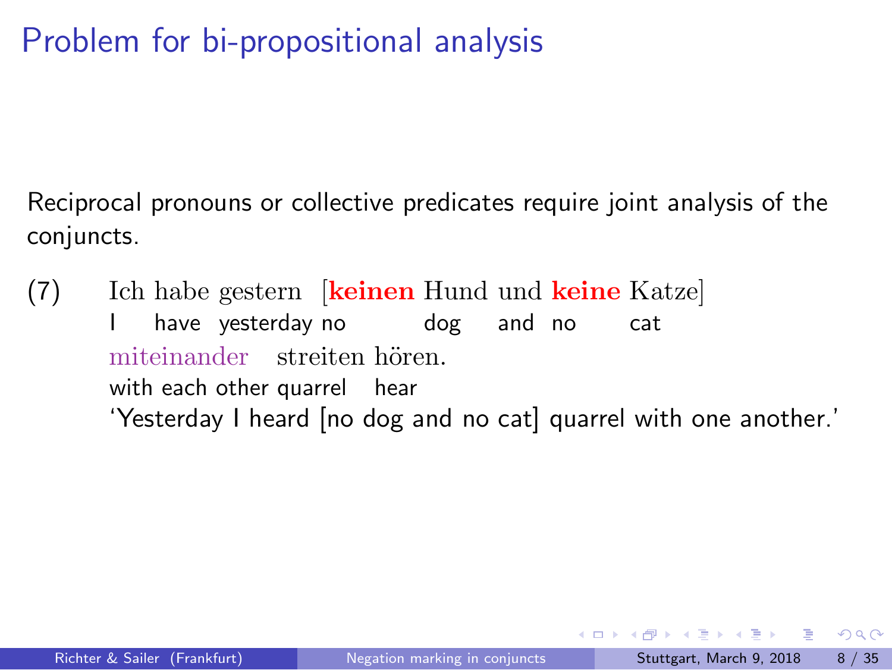# Problem for bi-propositional analysis

Reciprocal pronouns or collective predicates require joint analysis of the conjuncts.

(7) Ich habe gestern [**keinen** Hund und **keine** Katze] miteinander streiten hören.
I have yesterday no dog and no cat with each other quarrel hear
'Yesterday I heard [no dog and no cat] quarrel with one another.'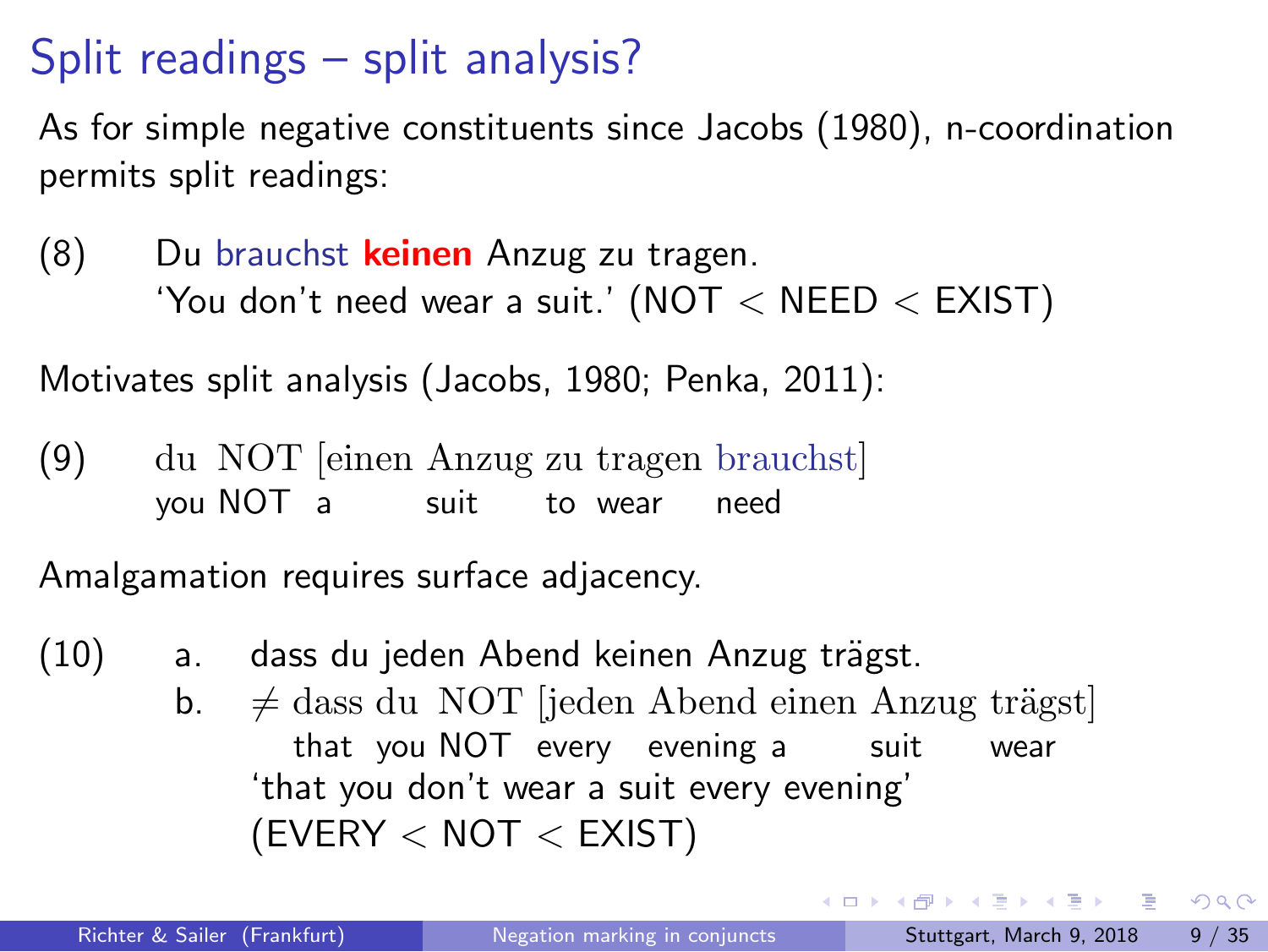# Split readings – split analysis?

As for simple negative constituents since Jacobs (1980), n-coordination permits split readings:

(8) Du brauchst **keinen** Anzug zu tragen.
'You don't need wear a suit.' (NOT $<$ NEED $<$ EXIST)

Motivates split analysis (Jacobs, 1980; Penka, 2011):

(9) du NOT [einen Anzug zu tragen brauchst]
you NOT a suit to wear need

Amalgamation requires surface adjacency.

(10)
a. dass du jeden Abend keinen Anzug trägst.
b. $\neq$ dass du NOT [jeden Abend einen Anzug trägst]
that you NOT every evening a suit wear
'that you don't wear a suit every evening'
(EVERY $<$ NOT $<$ EXIST)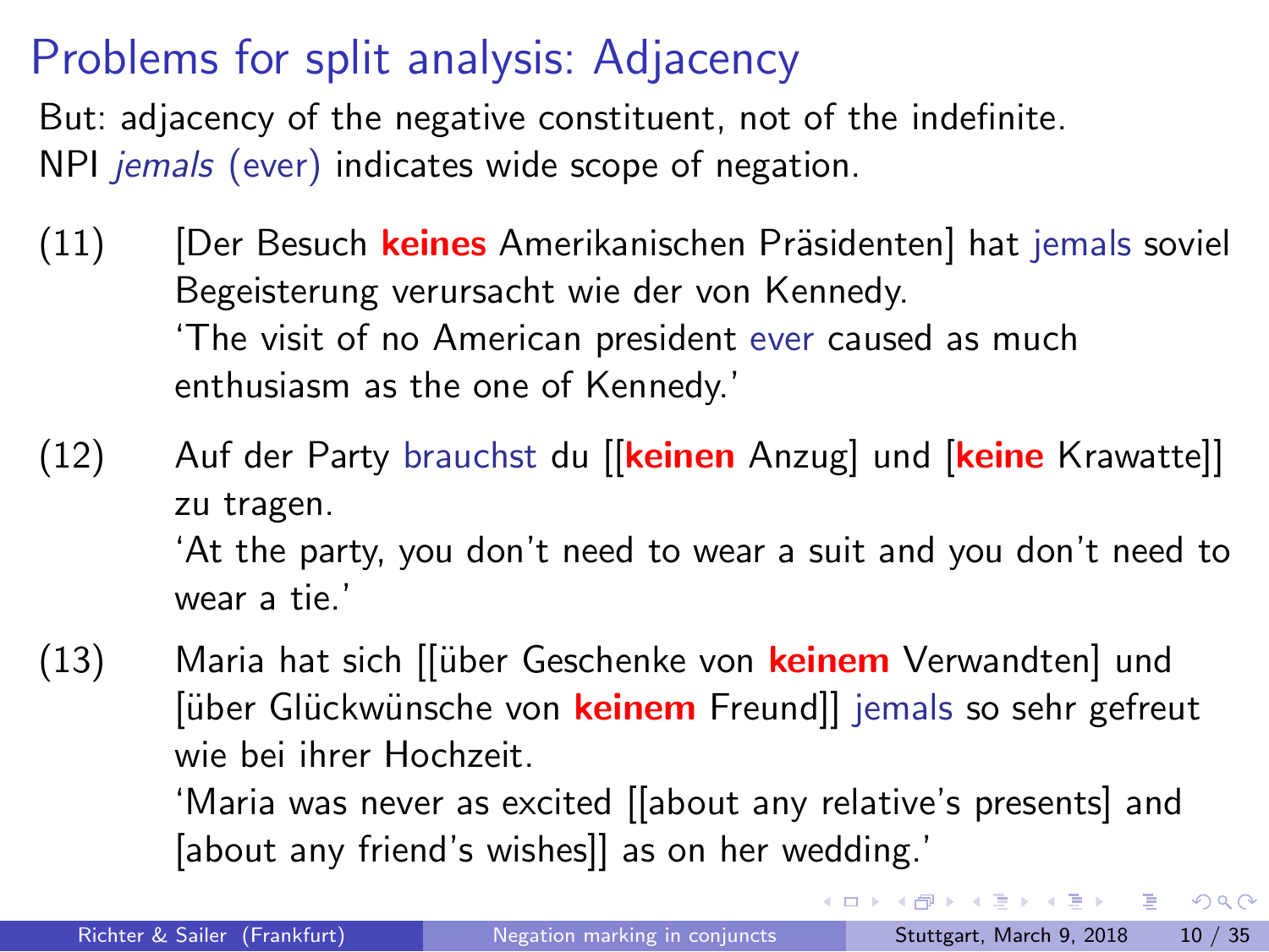# Problems for split analysis: Adjacency

But: adjacency of the negative constituent, not of the indefinite.
NPI *jemals* (ever) indicates wide scope of negation.

(11) [Der Besuch **keines** Amerikanischen Präsidenten] hat jemals soviel Begeisterung verursacht wie der von Kennedy.
'The visit of no American president ever caused as much enthusiasm as the one of Kennedy.'

(12) Auf der Party brauchst du [[**keinen** Anzug] und [**keine** Krawatte]] zu tragen.
'At the party, you don't need to wear a suit and you don't need to wear a tie.'

(13) Maria hat sich [[über Geschenke von **keinem** Verwandten] und [über Glückwünsche von **keinem** Freund]] jemals so sehr gefreut wie bei ihrer Hochzeit.
'Maria was never as excited [[about any relative's presents] and [about any friend's wishes]] as on her wedding.'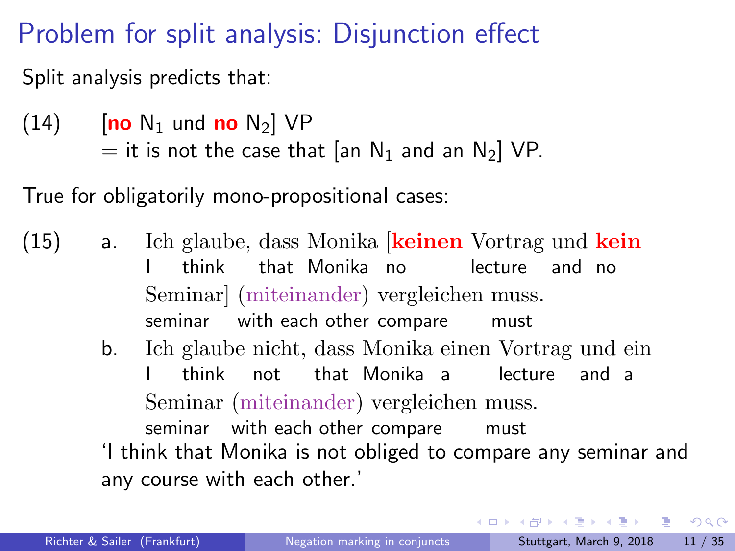# Problem for split analysis: Disjunction effect

Split analysis predicts that:

(14) [**no** $N_1$ und **no** $N_2$] VP
= it is not the case that [an $N_1$ and an $N_2$] VP.

True for obligatorily mono-propositional cases:

(15) a. Ich glaube, dass Monika [**keinen** Vortrag und **kein** Seminar] (miteinander) vergleichen muss.
I think that Monika no lecture and no seminar with each other compare must

b. Ich glaube nicht, dass Monika einen Vortrag und ein Seminar (miteinander) vergleichen muss.
I think not that Monika a lecture and a seminar with each other compare must

'I think that Monika is not obliged to compare any seminar and any course with each other.'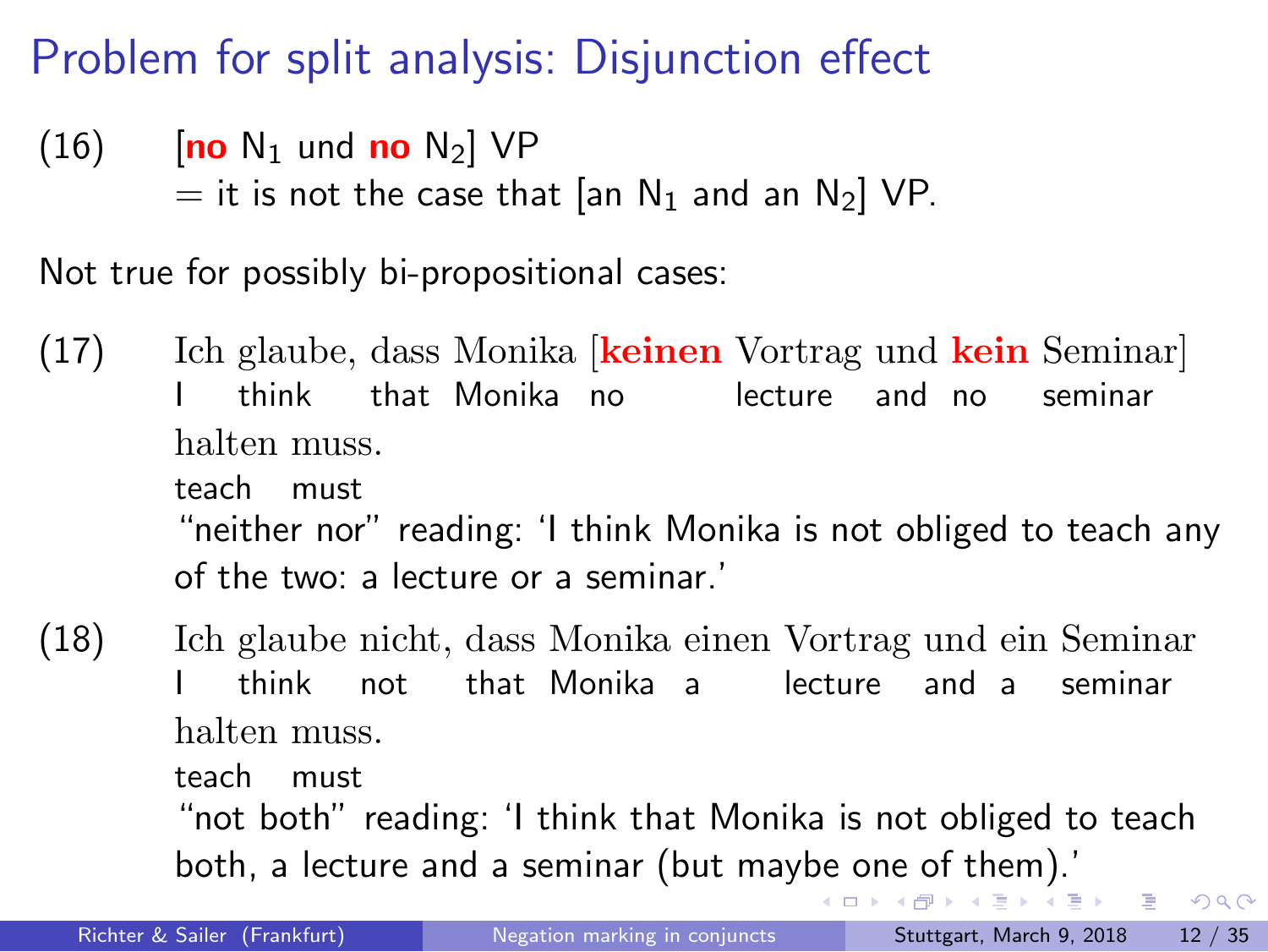# Problem for split analysis: Disjunction effect

(16) [**no** $N_1$ und **no** $N_2$] VP
= it is not the case that [an $N_1$ and an $N_2$] VP.

Not true for possibly bi-propositional cases:

(17) Ich glaube, dass Monika [**keinen** Vortrag und **kein** Seminar] halten muss.
I think that Monika no lecture and no seminar teach must
"neither nor" reading: 'I think Monika is not obliged to teach any of the two: a lecture or a seminar.'

(18) Ich glaube nicht, dass Monika einen Vortrag und ein Seminar halten muss.
I think not that Monika a lecture and a seminar teach must
"not both" reading: 'I think that Monika is not obliged to teach both, a lecture and a seminar (but maybe one of them).'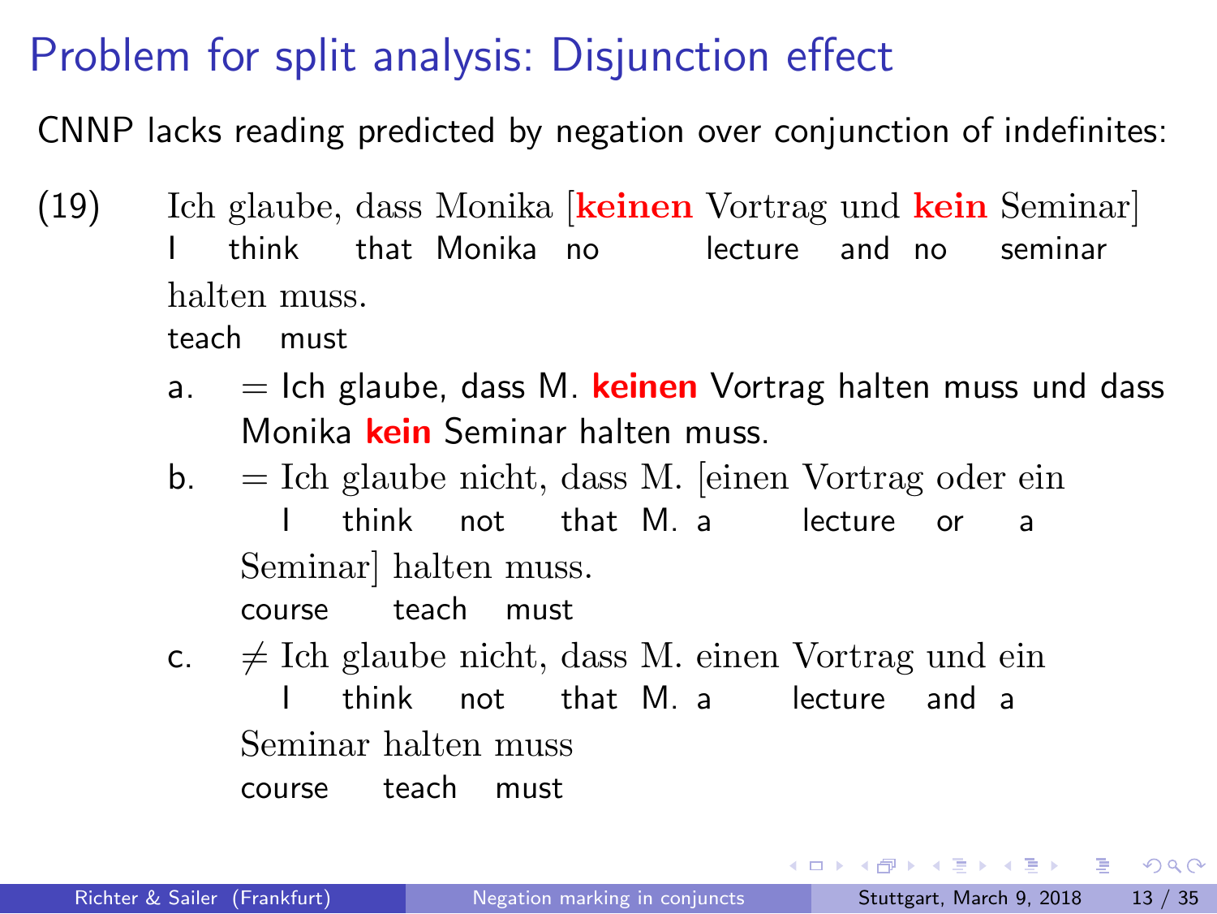# Problem for split analysis: Disjunction effect

CNNP lacks reading predicted by negation over conjunction of indefinites:

(19) Ich glaube, dass Monika [**keinen** Vortrag und **kein** Seminar]
I think that Monika no lecture and no seminar
halten muss.
teach must

a. = Ich glaube, dass M. **keinen** Vortrag halten muss und dass Monika **kein** Seminar halten muss.

b. = Ich glaube nicht, dass M. [einen Vortrag oder ein
I think not that M. a lecture or a
Seminar] halten muss.
course teach must

c. ≠ Ich glaube nicht, dass M. einen Vortrag und ein
I think not that M. a lecture and a
Seminar halten muss
course teach must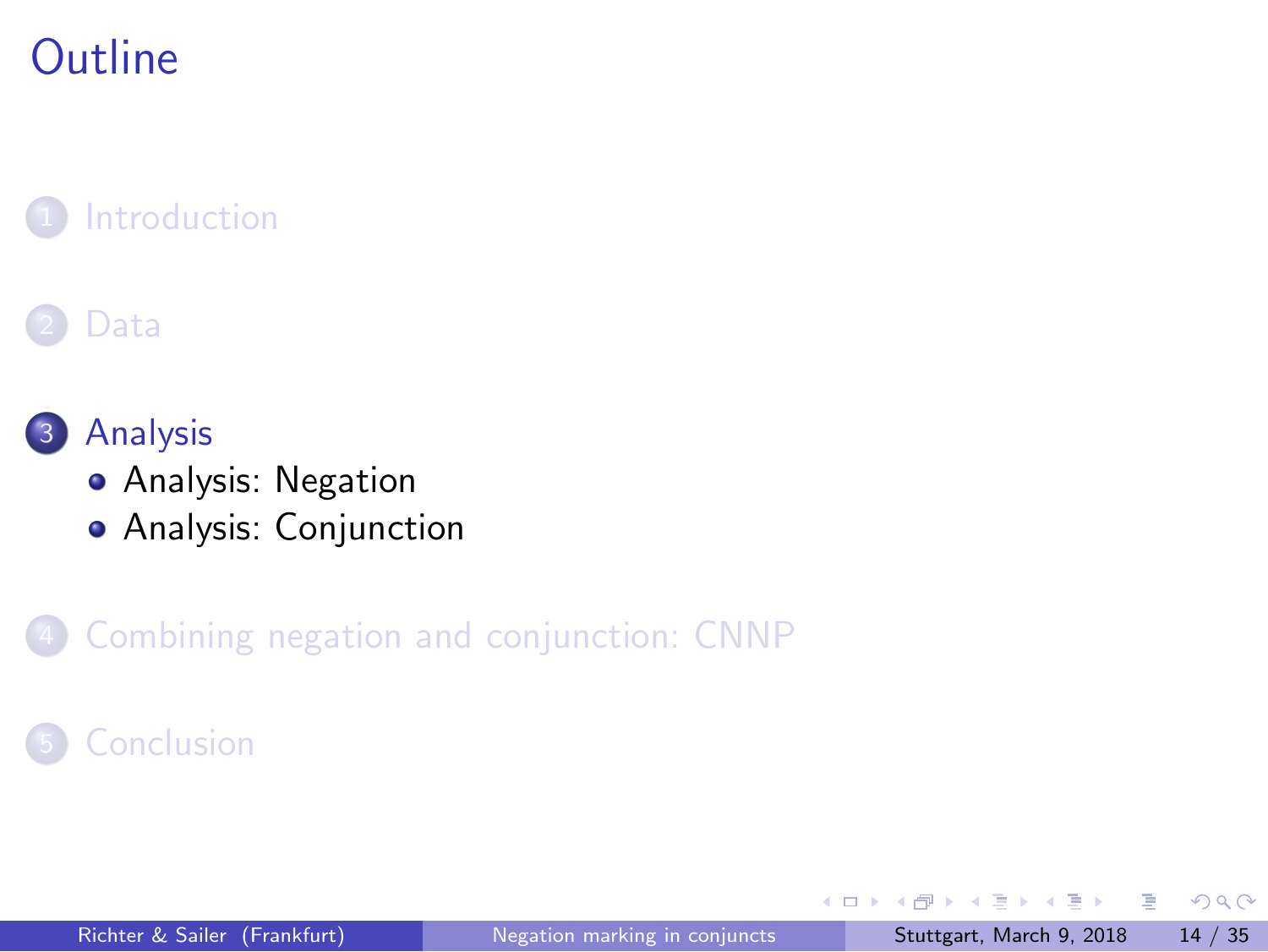# Outline

1. Introduction
2. Data
3. Analysis
   - Analysis: Negation
   - Analysis: Conjunction
4. Combining negation and conjunction: CNNP
5. Conclusion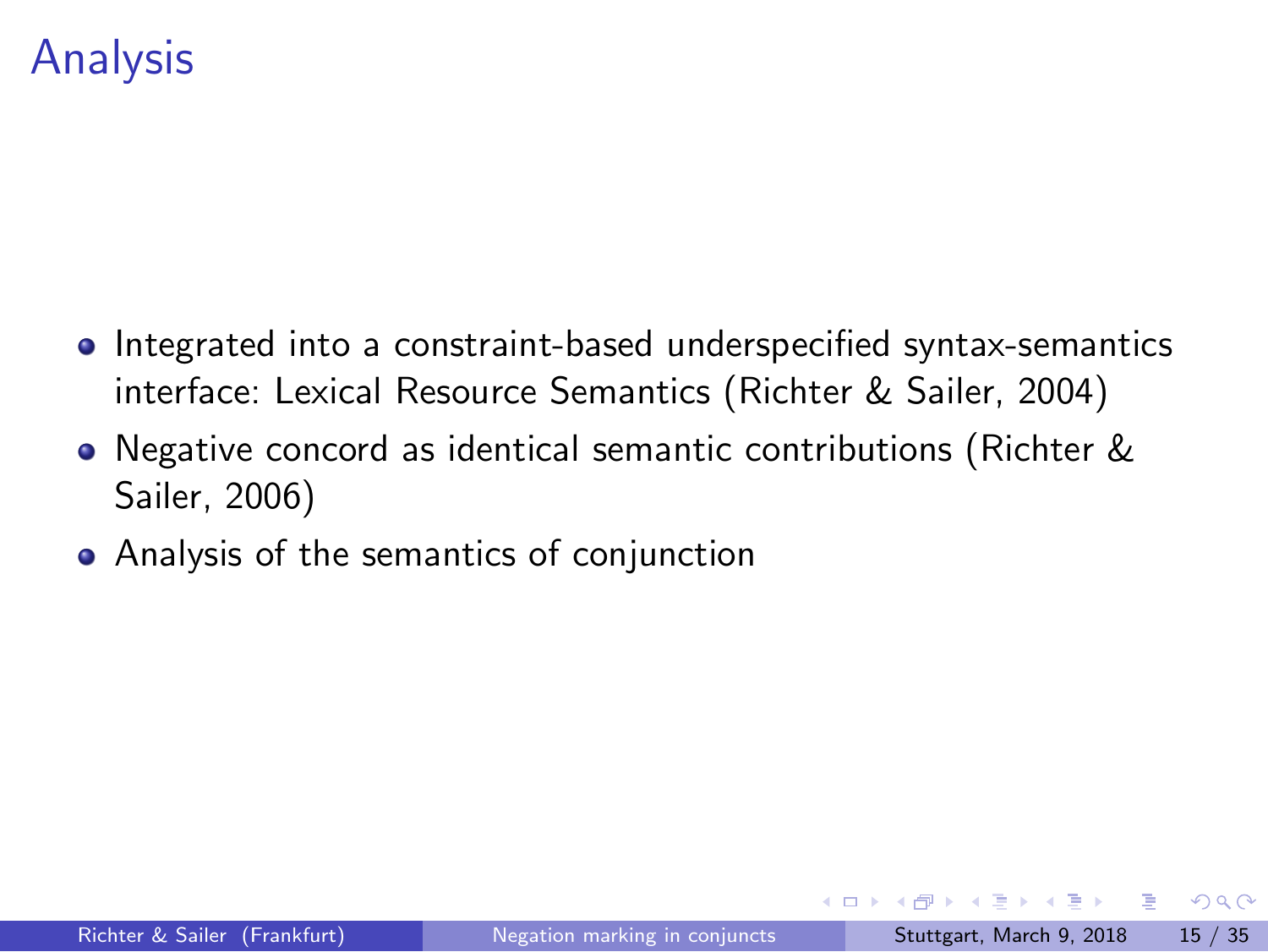# Analysis

- Integrated into a constraint-based underspecified syntax-semantics interface: Lexical Resource Semantics (Richter & Sailer, 2004)
- Negative concord as identical semantic contributions (Richter & Sailer, 2006)
- Analysis of the semantics of conjunction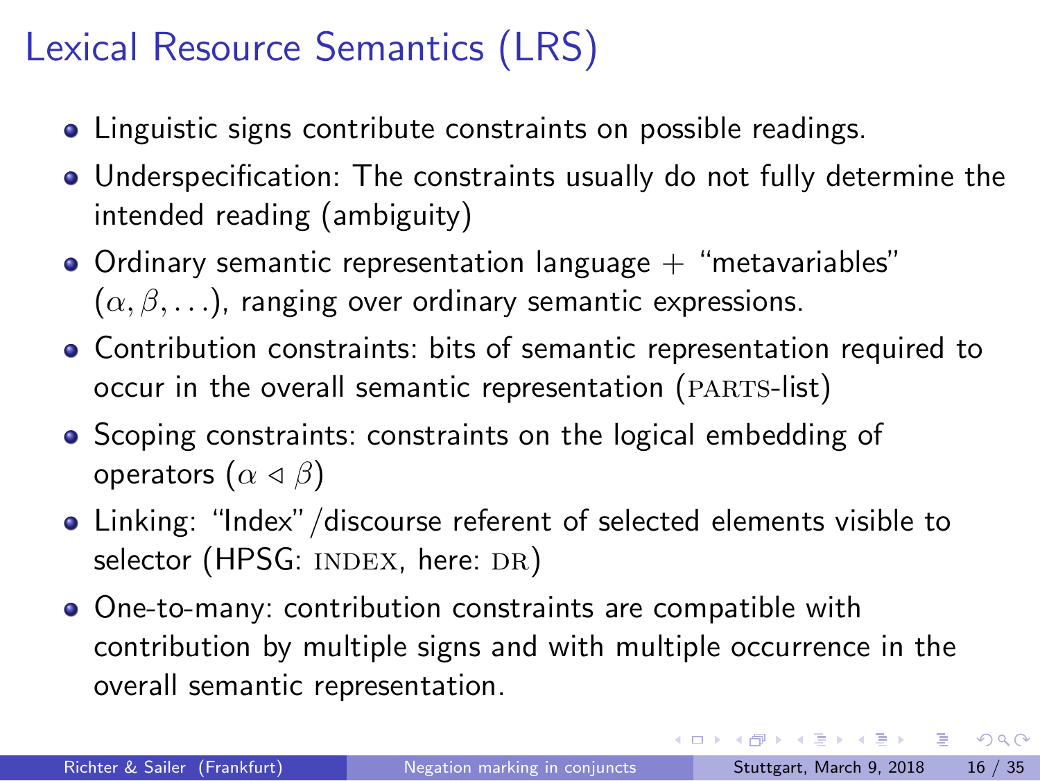# Lexical Resource Semantics (LRS)

- Linguistic signs contribute constraints on possible readings.
- Underspecification: The constraints usually do not fully determine the intended reading (ambiguity)
- Ordinary semantic representation language + "metavariables" ($\alpha, \beta, \ldots$), ranging over ordinary semantic expressions.
- Contribution constraints: bits of semantic representation required to occur in the overall semantic representation (PARTS-list)
- Scoping constraints: constraints on the logical embedding of operators ($\alpha \triangleleft \beta$)
- Linking: "Index"/discourse referent of selected elements visible to selector (HPSG: INDEX, here: DR)
- One-to-many: contribution constraints are compatible with contribution by multiple signs and with multiple occurrence in the overall semantic representation.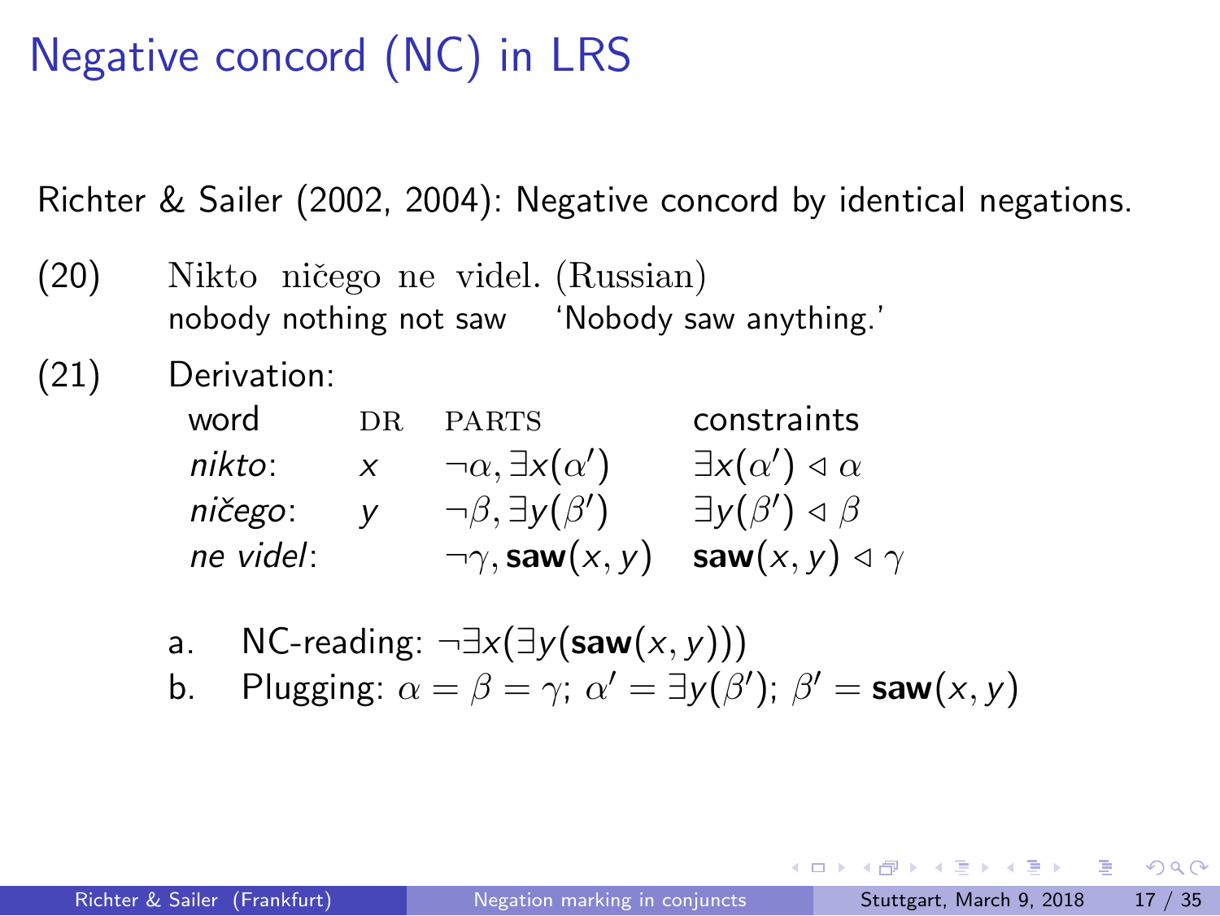# Negative concord (NC) in LRS

Richter & Sailer (2002, 2004): Negative concord by identical negations.

(20) Nikto ničego ne videl. (Russian)
nobody nothing not saw 'Nobody saw anything.'

(21) Derivation:

| word | DR | PARTS | constraints |
|---|---|---|---|
| *nikto*: | $x$ | $\neg\alpha, \exists x(\alpha')$ | $\exists x(\alpha') \triangleleft \alpha$ |
| *ničego*: | $y$ | $\neg\beta, \exists y(\beta')$ | $\exists y(\beta') \triangleleft \beta$ |
| *ne videl*: | | $\neg\gamma, \mathbf{saw}(x, y)$ | $\mathbf{saw}(x, y) \triangleleft \gamma$ |

a. NC-reading: $\neg\exists x(\exists y(\mathbf{saw}(x, y)))$

b. Plugging: $\alpha = \beta = \gamma$; $\alpha' = \exists y(\beta')$; $\beta' = \mathbf{saw}(x, y)$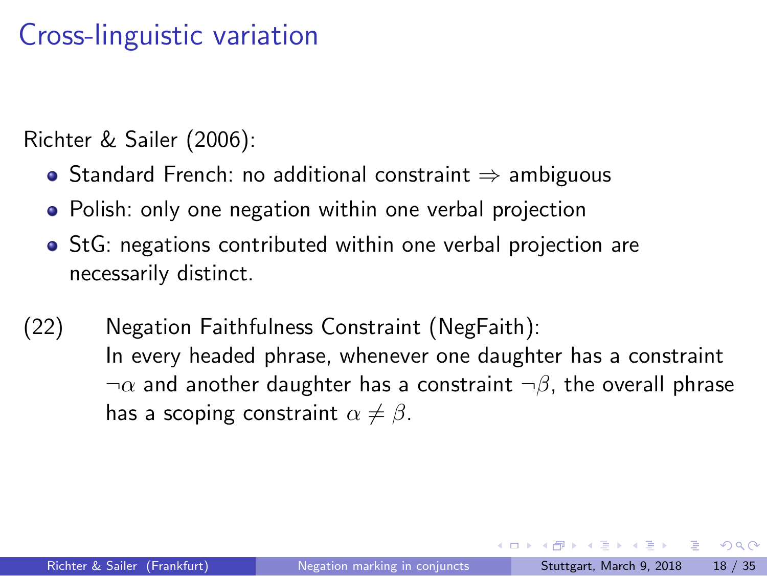# Cross-linguistic variation

Richter & Sailer (2006):

- Standard French: no additional constraint $\Rightarrow$ ambiguous
- Polish: only one negation within one verbal projection
- StG: negations contributed within one verbal projection are necessarily distinct.

(22) Negation Faithfulness Constraint (NegFaith):
In every headed phrase, whenever one daughter has a constraint $\neg\alpha$ and another daughter has a constraint $\neg\beta$, the overall phrase has a scoping constraint $\alpha \neq \beta$.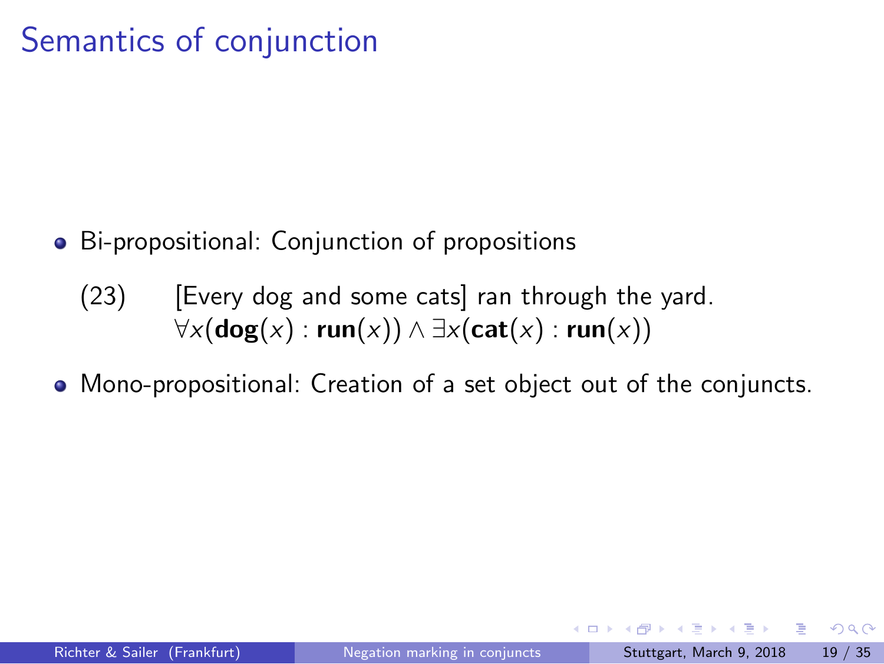# Semantics of conjunction

- Bi-propositional: Conjunction of propositions

  (23) [Every dog and some cats] ran through the yard.
  $\forall x(\mathbf{dog}(x) : \mathbf{run}(x)) \wedge \exists x(\mathbf{cat}(x) : \mathbf{run}(x))$

- Mono-propositional: Creation of a set object out of the conjuncts.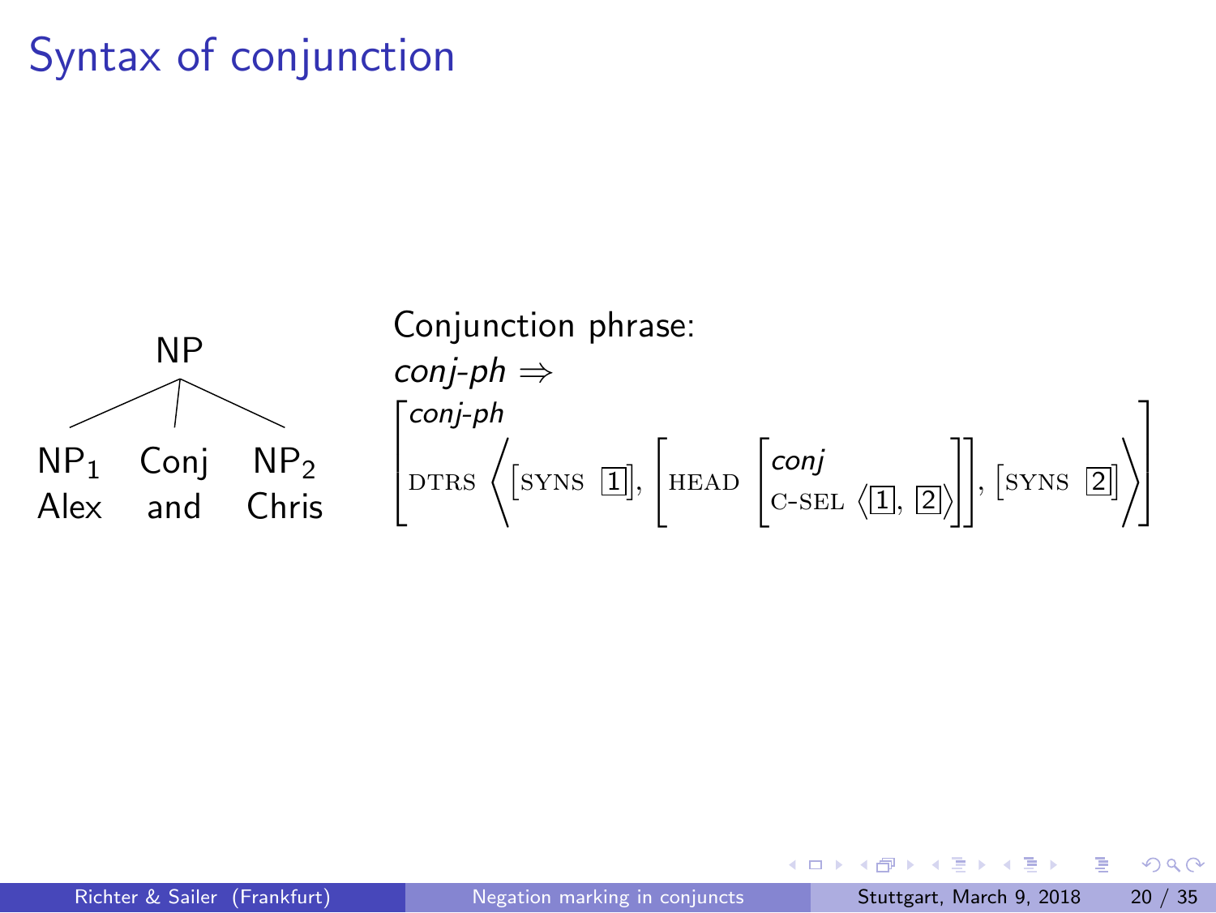# Syntax of conjunction

```
            NP
     _______|_______
    |       |       |
   NP₁     Conj    NP₂
   Alex    and     Chris
```

Conjunction phrase:

*conj-ph* ⇒

$$\left[\begin{array}{l} \textit{conj-ph} \\ \text{DTRS} \left\langle \left[\text{SYNS}\ \boxed{1}\right], \left[\text{HEAD} \left[\begin{array}{l} \textit{conj} \\ \text{C-SEL}\ \left\langle \boxed{1}, \boxed{2} \right\rangle \end{array}\right]\right], \left[\text{SYNS}\ \boxed{2}\right] \right\rangle \end{array}\right]$$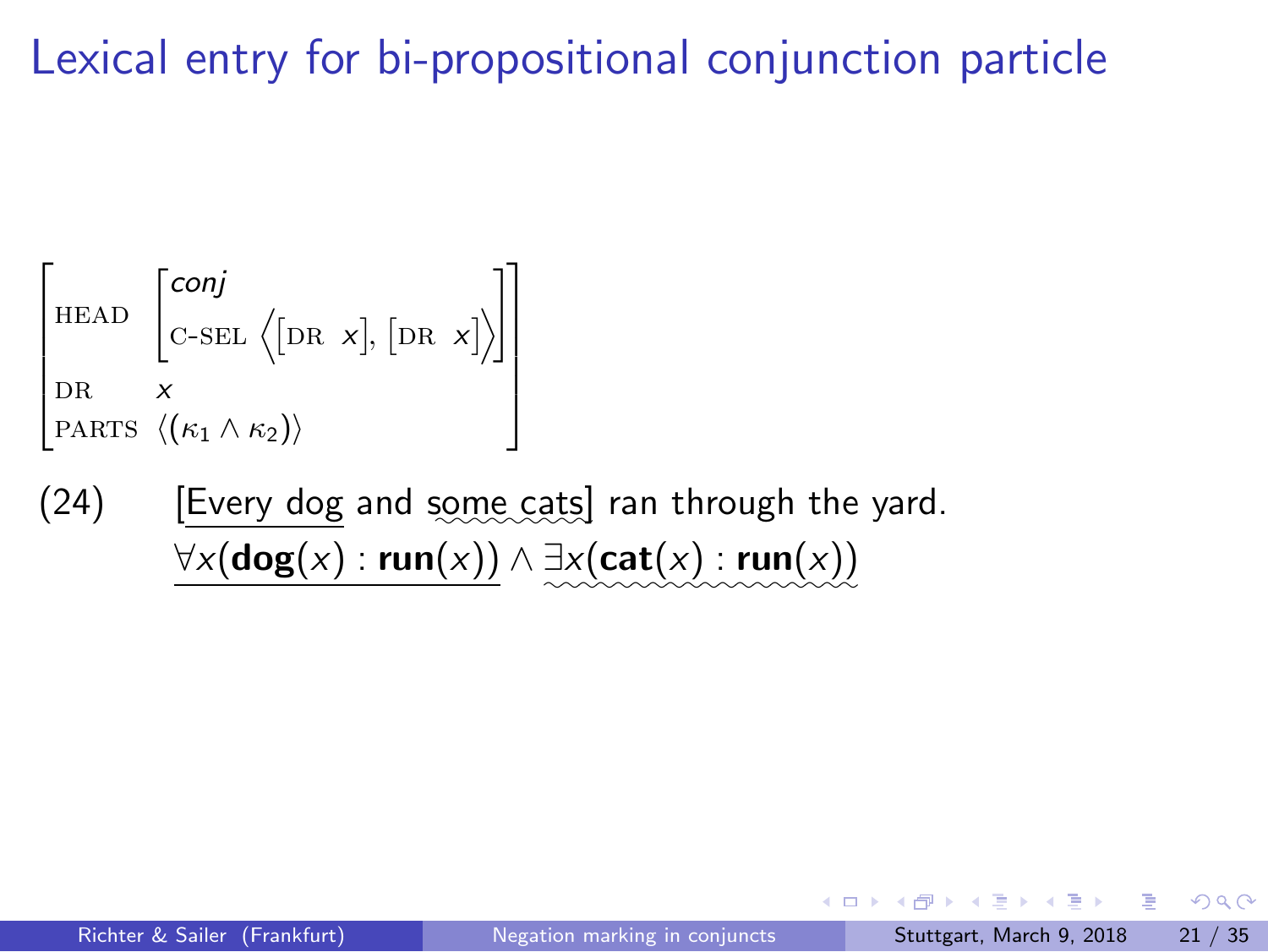# Lexical entry for bi-propositional conjunction particle

$$\begin{bmatrix} \text{HEAD} & \begin{bmatrix} \textit{conj} \\ \text{C-SEL} \left\langle \begin{bmatrix}\text{DR} & x\end{bmatrix}, \begin{bmatrix}\text{DR} & x\end{bmatrix} \right\rangle \end{bmatrix} \\ \text{DR} & x \\ \text{PARTS} & \langle (\kappa_1 \wedge \kappa_2) \rangle \end{bmatrix}$$

(24) [<u>Every dog</u> and some cats] ran through the yard.
$\underline{\forall x(\mathbf{dog}(x) : \mathbf{run}(x))} \wedge \exists x(\mathbf{cat}(x) : \mathbf{run}(x))$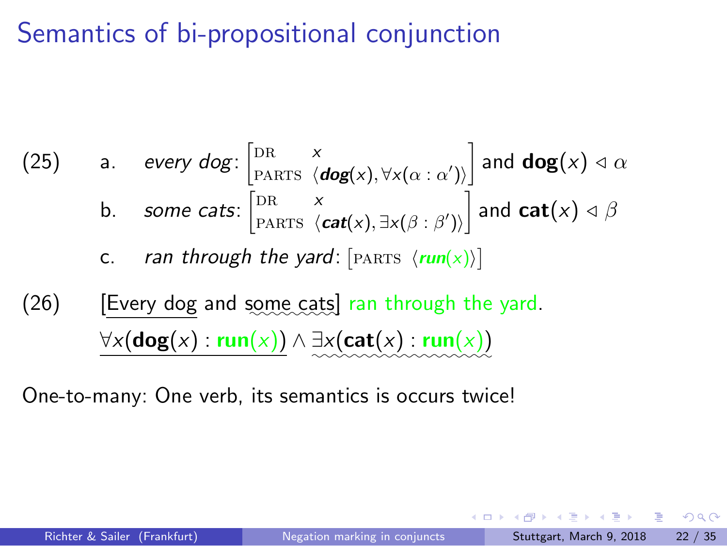# Semantics of bi-propositional conjunction

(25)

a. *every dog*: $\begin{bmatrix} \text{DR} & x \\ \text{PARTS} & \langle \textbf{\textit{dog}}(x), \forall x(\alpha : \alpha') \rangle \end{bmatrix}$ and $\textbf{dog}(x) \triangleleft \alpha$

b. *some cats*: $\begin{bmatrix} \text{DR} & x \\ \text{PARTS} & \langle \textbf{\textit{cat}}(x), \exists x(\beta : \beta') \rangle \end{bmatrix}$ and $\textbf{cat}(x) \triangleleft \beta$

c. *ran through the yard*: $\begin{bmatrix} \text{PARTS} & \langle \textbf{\textit{run}}(x) \rangle \end{bmatrix}$

(26) [Every dog and some cats] ran through the yard.

$\forall x(\textbf{dog}(x) : \textbf{run}(x)) \wedge \exists x(\textbf{cat}(x) : \textbf{run}(x))$

One-to-many: One verb, its semantics is occurs twice!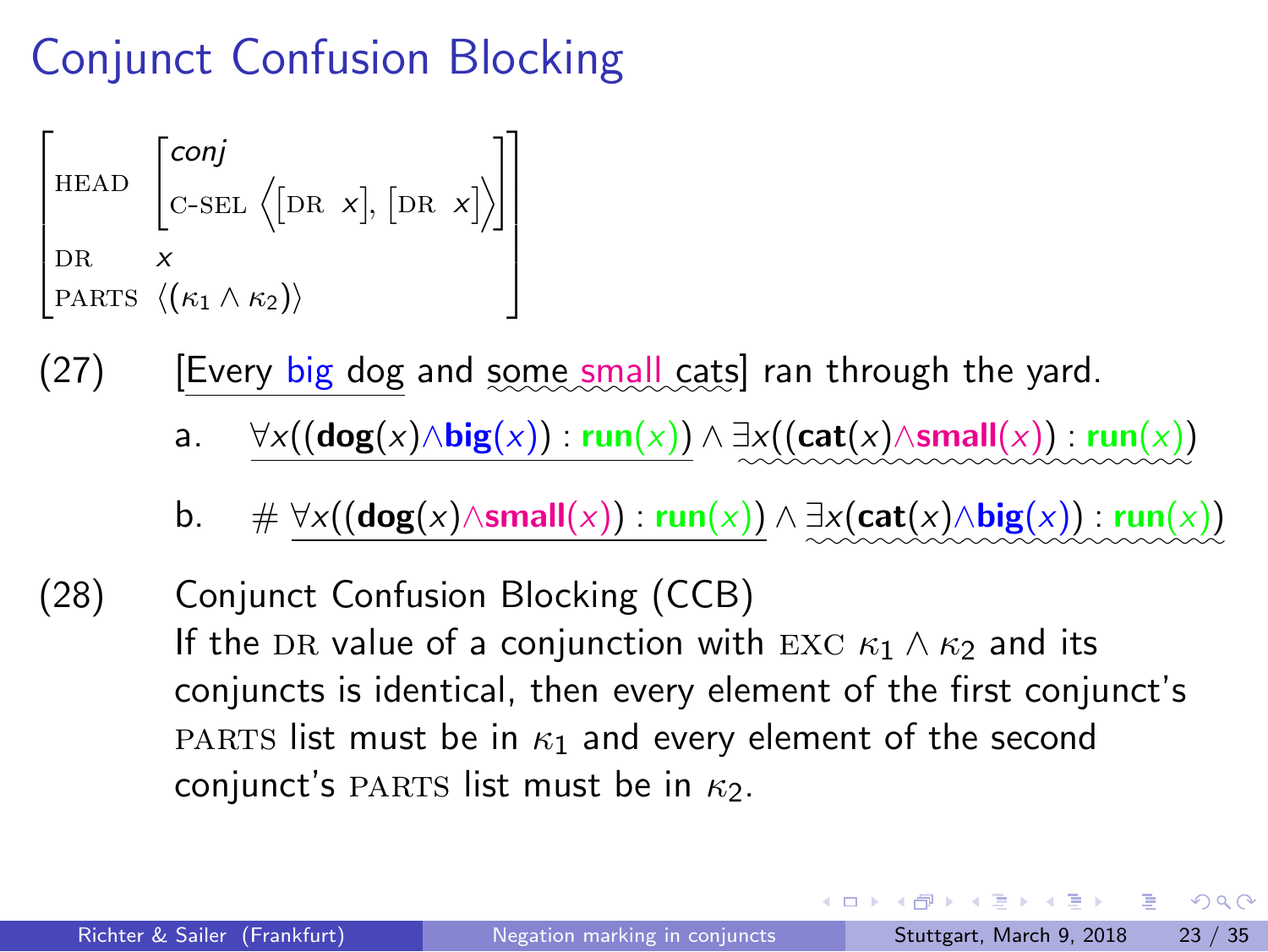# Conjunct Confusion Blocking

$$\begin{bmatrix} \text{HEAD} & \begin{bmatrix} \textit{conj} \\ \text{C-SEL} \left\langle \begin{bmatrix}\text{DR} & x\end{bmatrix}, \begin{bmatrix}\text{DR} & x\end{bmatrix} \right\rangle \end{bmatrix} \\ \text{DR} & x \\ \text{PARTS} & \langle (\kappa_1 \wedge \kappa_2) \rangle \end{bmatrix}$$

(27) [Every big dog and some small cats] ran through the yard.

a. $\forall x((\mathbf{dog}(x) \wedge \mathbf{big}(x)) : \mathbf{run}(x)) \wedge \exists x((\mathbf{cat}(x) \wedge \mathbf{small}(x)) : \mathbf{run}(x))$

b. # $\forall x((\mathbf{dog}(x) \wedge \mathbf{small}(x)) : \mathbf{run}(x)) \wedge \exists x(\mathbf{cat}(x) \wedge \mathbf{big}(x)) : \mathbf{run}(x))$

(28) Conjunct Confusion Blocking (CCB)
If the DR value of a conjunction with EXC $\kappa_1 \wedge \kappa_2$ and its conjuncts is identical, then every element of the first conjunct's PARTS list must be in $\kappa_1$ and every element of the second conjunct's PARTS list must be in $\kappa_2$.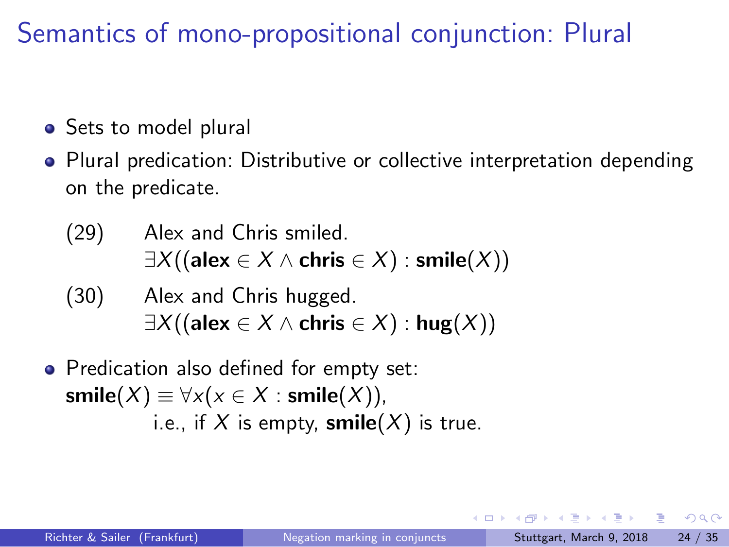# Semantics of mono-propositional conjunction: Plural

- Sets to model plural
- Plural predication: Distributive or collective interpretation depending on the predicate.

(29) Alex and Chris smiled.
$\exists X((\textbf{alex} \in X \wedge \textbf{chris} \in X) : \textbf{smile}(X))$

(30) Alex and Chris hugged.
$\exists X((\textbf{alex} \in X \wedge \textbf{chris} \in X) : \textbf{hug}(X))$

- Predication also defined for empty set:
$\textbf{smile}(X) \equiv \forall x(x \in X : \textbf{smile}(X))$,
i.e., if $X$ is empty, $\textbf{smile}(X)$ is true.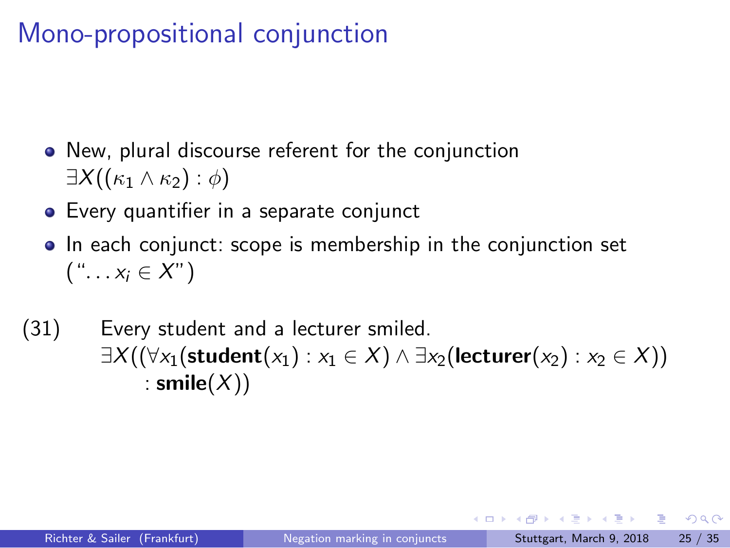# Mono-propositional conjunction

- New, plural discourse referent for the conjunction
  $\exists X((\kappa_1 \wedge \kappa_2) : \phi)$
- Every quantifier in a separate conjunct
- In each conjunct: scope is membership in the conjunction set
  ("$\ldots x_i \in X$")

(31) Every student and a lecturer smiled.

$$\exists X((\forall x_1(\textbf{student}(x_1) : x_1 \in X) \wedge \exists x_2(\textbf{lecturer}(x_2) : x_2 \in X)) : \textbf{smile}(X))$$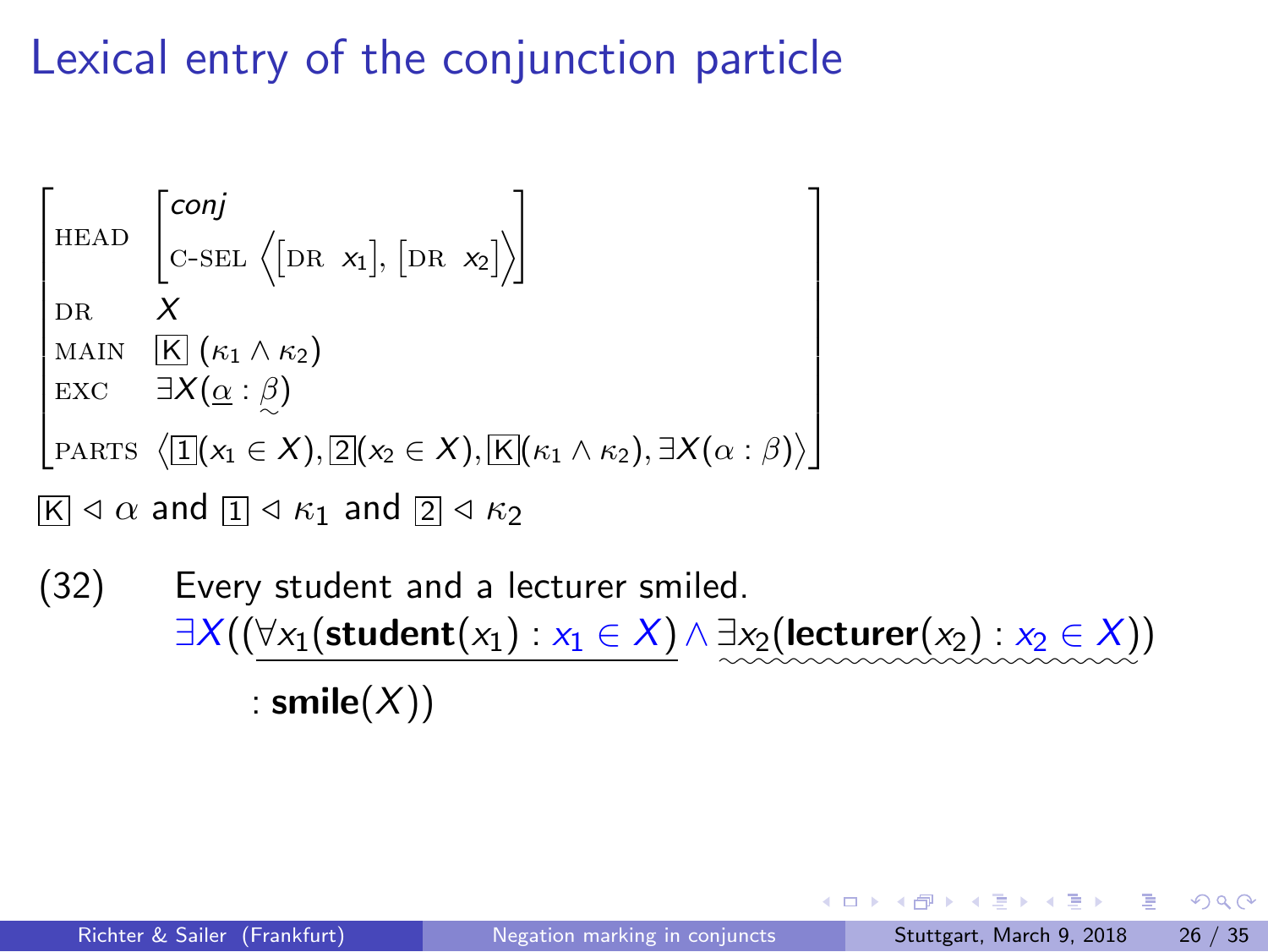# Lexical entry of the conjunction particle

$$
\begin{bmatrix}
\text{HEAD} & \begin{bmatrix} \textit{conj} \\ \text{C-SEL} \left\langle \begin{bmatrix}\text{DR} & x_1\end{bmatrix}, \begin{bmatrix}\text{DR} & x_2\end{bmatrix} \right\rangle \end{bmatrix} \\
\text{DR} & X \\
\text{MAIN} & \boxed{\text{K}}\ (\kappa_1 \wedge \kappa_2) \\
\text{EXC} & \exists X(\underline{\alpha} : \utilde{\beta}) \\
\text{PARTS} & \left\langle \boxed{1}(x_1 \in X), \boxed{2}(x_2 \in X), \boxed{\text{K}}(\kappa_1 \wedge \kappa_2), \exists X(\alpha : \beta) \right\rangle
\end{bmatrix}
$$

$\boxed{\text{K}} \lhd \alpha$ and $\boxed{1} \lhd \kappa_1$ and $\boxed{2} \lhd \kappa_2$

(32) Every student and a lecturer smiled.

$$
\exists X((\underline{\forall x_1(\textbf{student}(x_1) : x_1 \in X)} \wedge \utilde{\exists x_2(\textbf{lecturer}(x_2) : x_2 \in X)}) : \textbf{smile}(X))
$$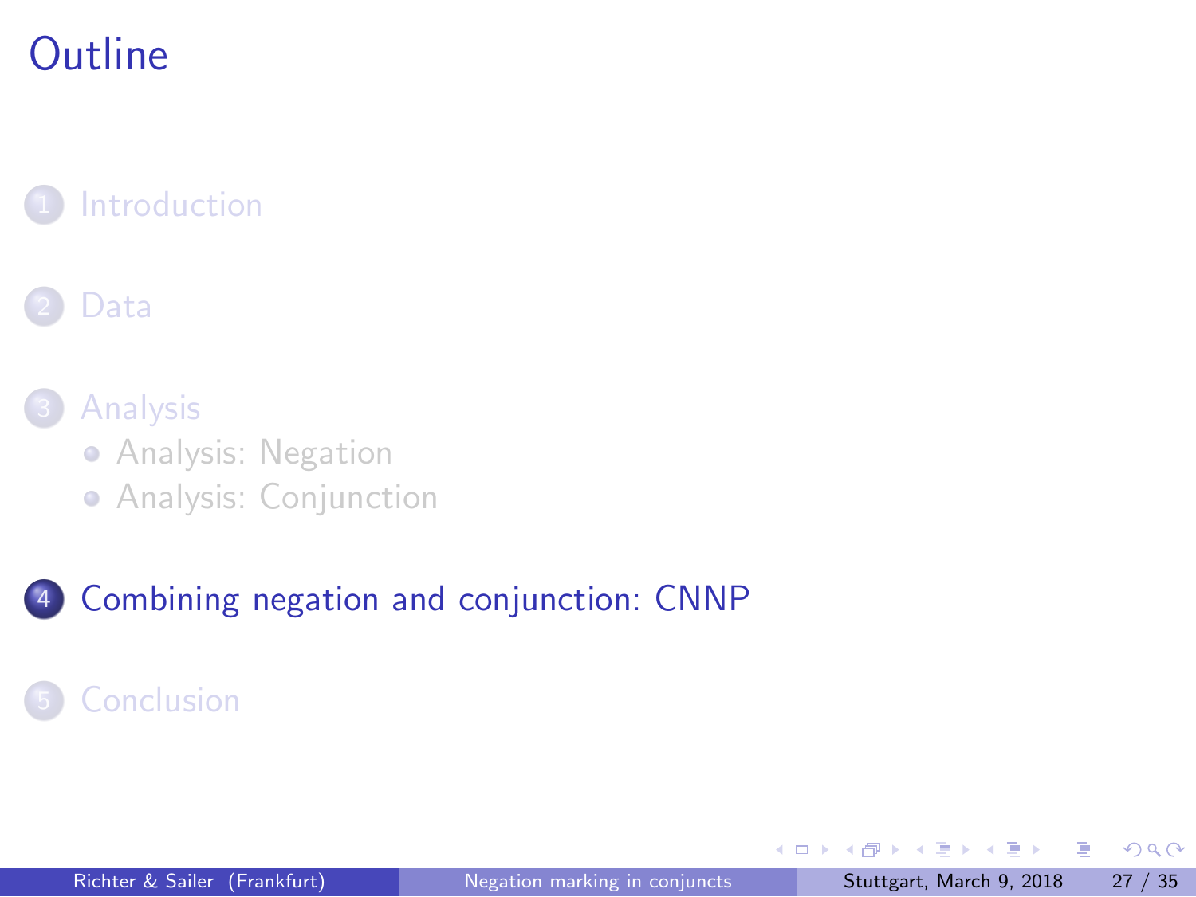# Outline

1. Introduction
2. Data
3. Analysis
   - Analysis: Negation
   - Analysis: Conjunction
4. Combining negation and conjunction: CNNP
5. Conclusion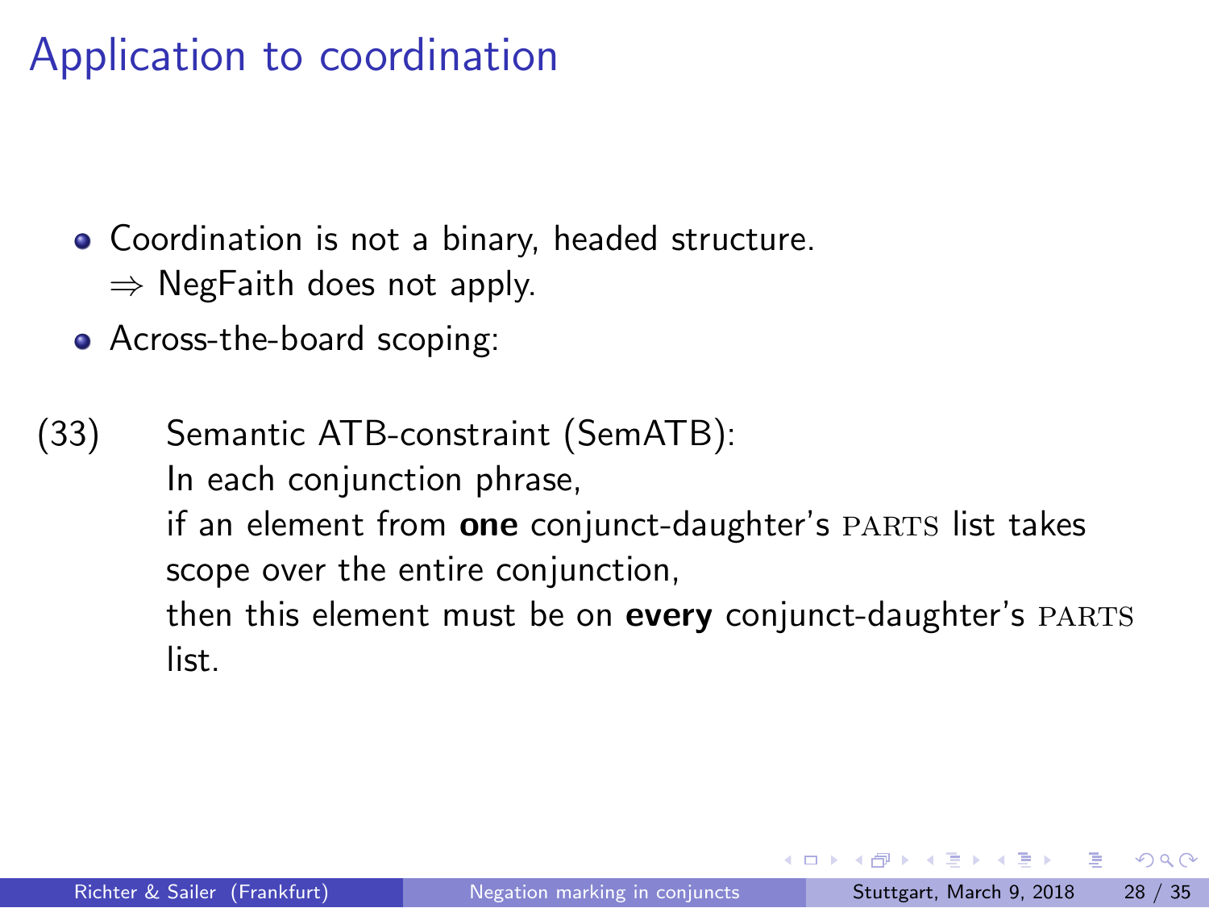# Application to coordination

- Coordination is not a binary, headed structure.
  $\Rightarrow$ NegFaith does not apply.
- Across-the-board scoping:

(33) Semantic ATB-constraint (SemATB):
In each conjunction phrase,
if an element from **one** conjunct-daughter's PARTS list takes scope over the entire conjunction,
then this element must be on **every** conjunct-daughter's PARTS list.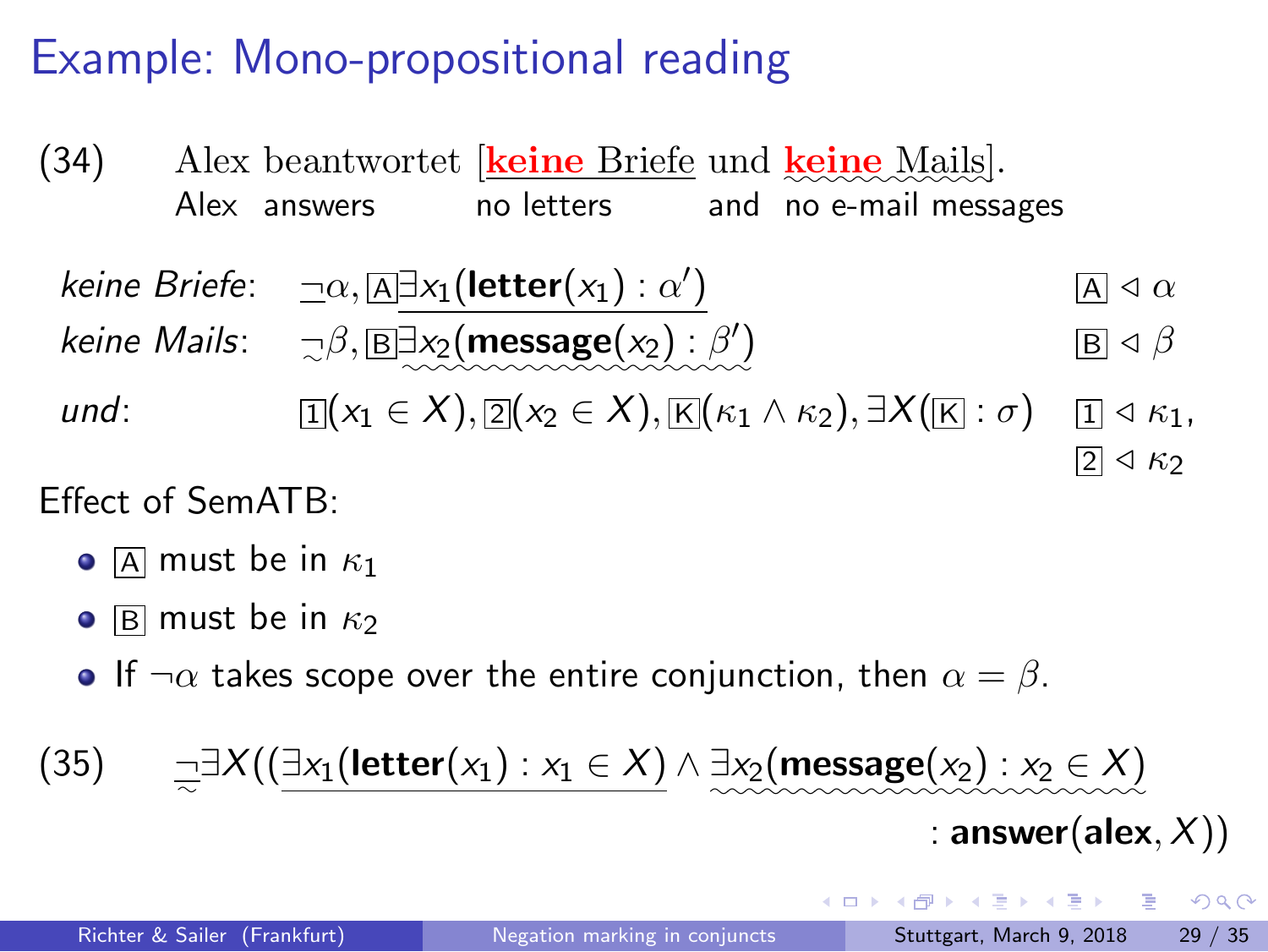# Example: Mono-propositional reading

(34) Alex beantwortet [**keine** Briefe und **keine** Mails].
Alex answers no letters and no e-mail messages

*keine Briefe*: $\neg\alpha, \boxed{\text{A}}\exists x_1(\textbf{letter}(x_1) : \alpha')$ $\quad \boxed{\text{A}} \triangleleft \alpha$

*keine Mails*: $\neg\beta, \boxed{\text{B}}\exists x_2(\textbf{message}(x_2) : \beta')$ $\quad \boxed{\text{B}} \triangleleft \beta$

*und*: $\boxed{1}(x_1 \in X), \boxed{2}(x_2 \in X), \boxed{\text{K}}(\kappa_1 \wedge \kappa_2), \exists X(\boxed{\text{K}} : \sigma)$ $\quad \boxed{1} \triangleleft \kappa_1, \boxed{2} \triangleleft \kappa_2$

Effect of SemATB:

- $\boxed{\text{A}}$ must be in $\kappa_1$
- $\boxed{\text{B}}$ must be in $\kappa_2$
- If $\neg\alpha$ takes scope over the entire conjunction, then $\alpha = \beta$.

(35) $\neg\exists X((\exists x_1(\textbf{letter}(x_1) : x_1 \in X) \wedge \exists x_2(\textbf{message}(x_2) : x_2 \in X) : \textbf{answer}(\textbf{alex}, X))$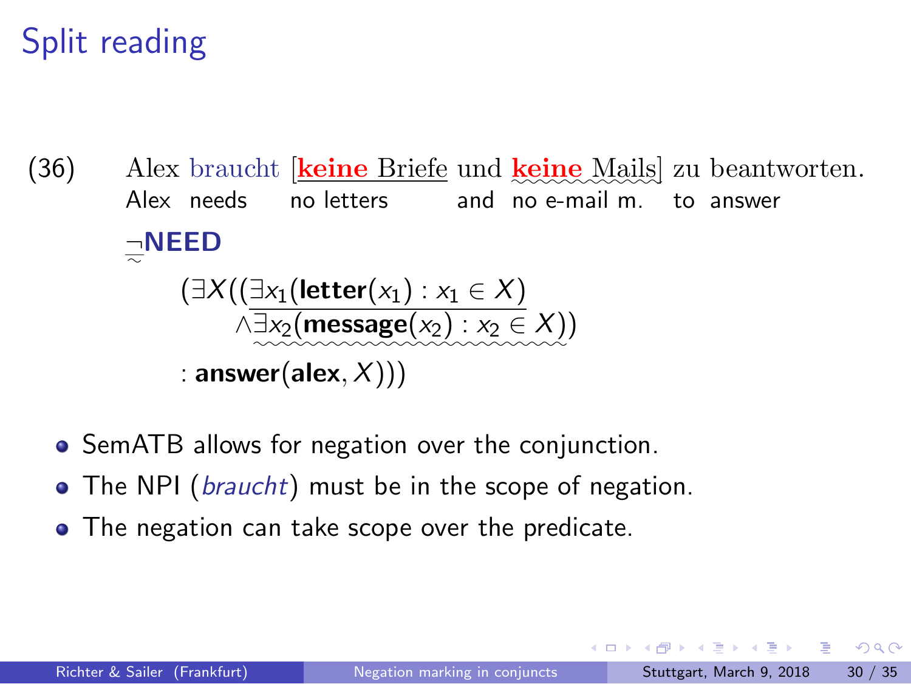# Split reading

(36) Alex braucht [**keine** Briefe und **keine** Mails] zu beantworten.
Alex needs no letters and no e-mail m. to answer

$$\neg\textbf{NEED}$$

$$(\exists X((\underline{\exists x_1(\textbf{letter}(x_1) : x_1 \in X)} \wedge \underset{\sim}{\exists x_2(\textbf{message}(x_2) : x_2 \in X)}) : \textbf{answer}(\textbf{alex}, X)))$$

- SemATB allows for negation over the conjunction.
- The NPI (*braucht*) must be in the scope of negation.
- The negation can take scope over the predicate.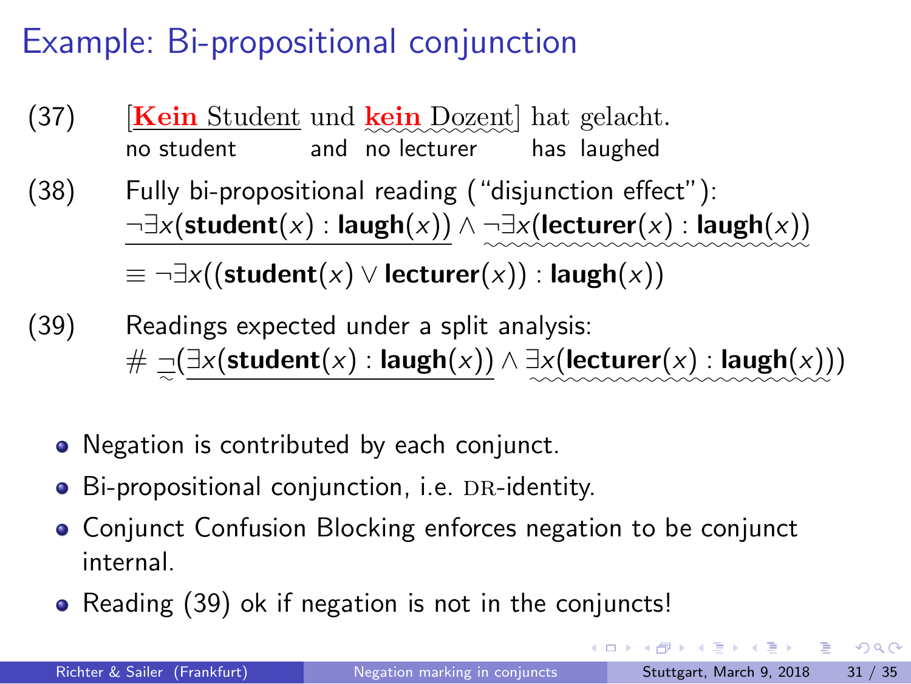# Example: Bi-propositional conjunction

(37) [**Kein** Student und **kein** Dozent] hat gelacht.
no student and no lecturer has laughed

(38) Fully bi-propositional reading ("disjunction effect"):

$$\neg\exists x(\textbf{student}(x) : \textbf{laugh}(x)) \wedge \neg\exists x(\textbf{lecturer}(x) : \textbf{laugh}(x))$$

$$\equiv \neg\exists x((\textbf{student}(x) \vee \textbf{lecturer}(x)) : \textbf{laugh}(x))$$

(39) Readings expected under a split analysis:

$$\# \neg(\exists x(\textbf{student}(x) : \textbf{laugh}(x)) \wedge \exists x(\textbf{lecturer}(x) : \textbf{laugh}(x)))$$

- Negation is contributed by each conjunct.
- Bi-propositional conjunction, i.e. DR-identity.
- Conjunct Confusion Blocking enforces negation to be conjunct internal.
- Reading (39) ok if negation is not in the conjuncts!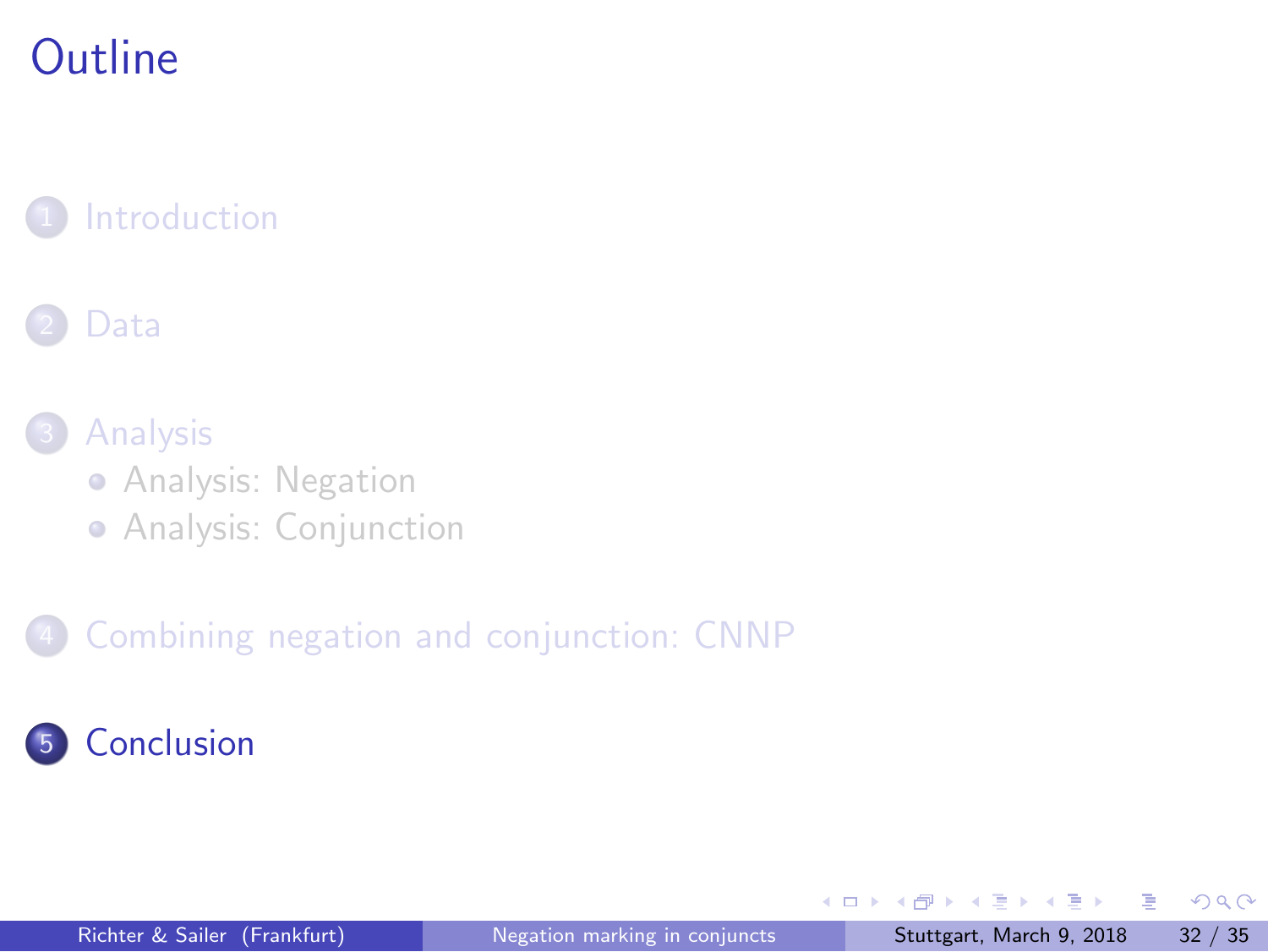# Outline

1. Introduction
2. Data
3. Analysis
   - Analysis: Negation
   - Analysis: Conjunction
4. Combining negation and conjunction: CNNP
5. Conclusion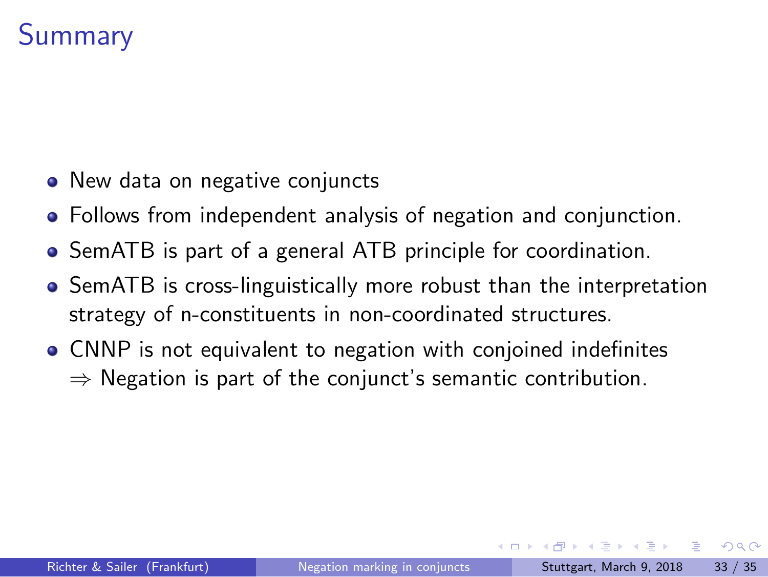# Summary

- New data on negative conjuncts
- Follows from independent analysis of negation and conjunction.
- SemATB is part of a general ATB principle for coordination.
- SemATB is cross-linguistically more robust than the interpretation strategy of n-constituents in non-coordinated structures.
- CNNP is not equivalent to negation with conjoined indefinites
  $\Rightarrow$ Negation is part of the conjunct's semantic contribution.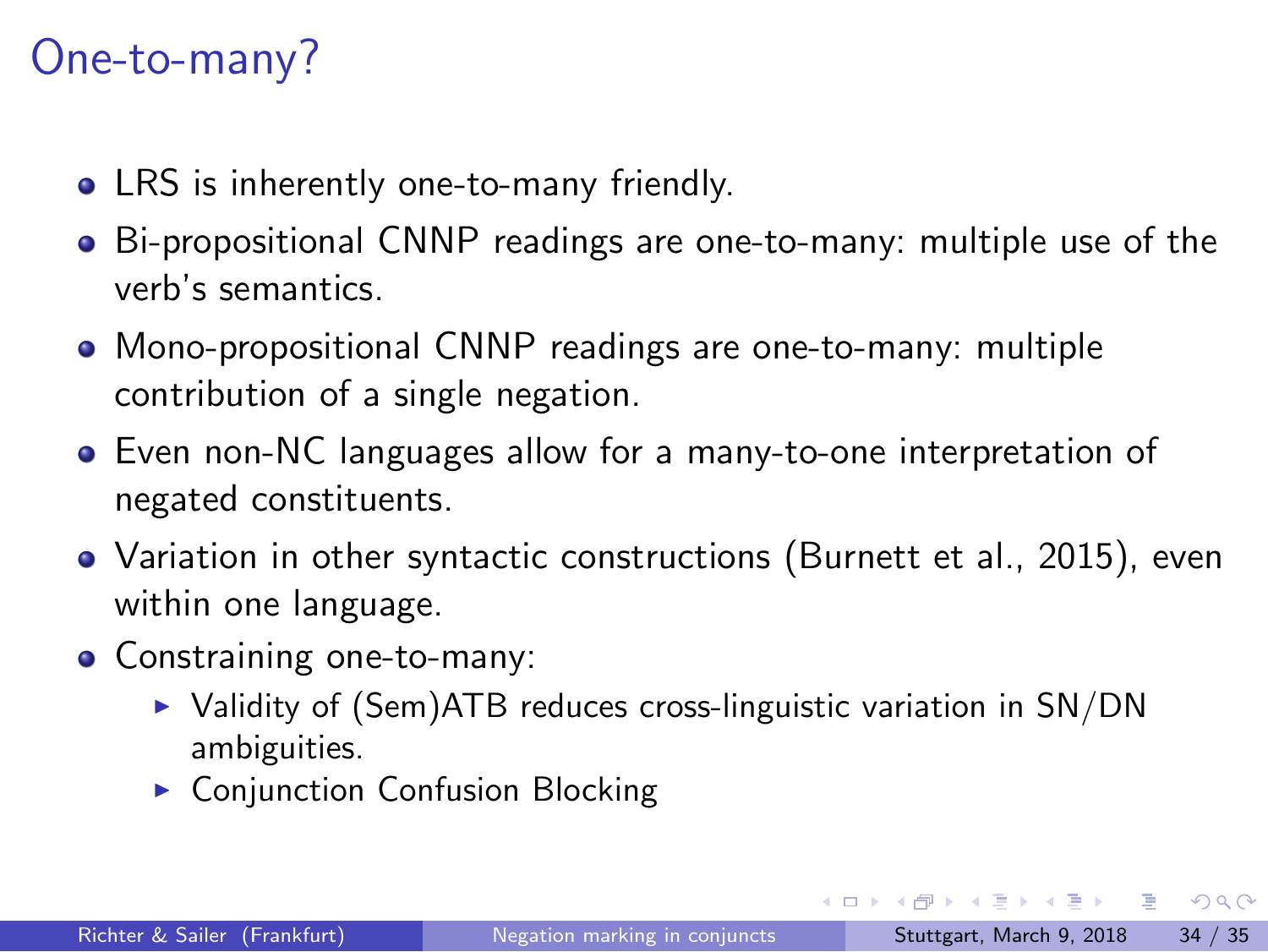# One-to-many?

- LRS is inherently one-to-many friendly.
- Bi-propositional CNNP readings are one-to-many: multiple use of the verb's semantics.
- Mono-propositional CNNP readings are one-to-many: multiple contribution of a single negation.
- Even non-NC languages allow for a many-to-one interpretation of negated constituents.
- Variation in other syntactic constructions (Burnett et al., 2015), even within one language.
- Constraining one-to-many:
  - Validity of (Sem)ATB reduces cross-linguistic variation in SN/DN ambiguities.
  - Conjunction Confusion Blocking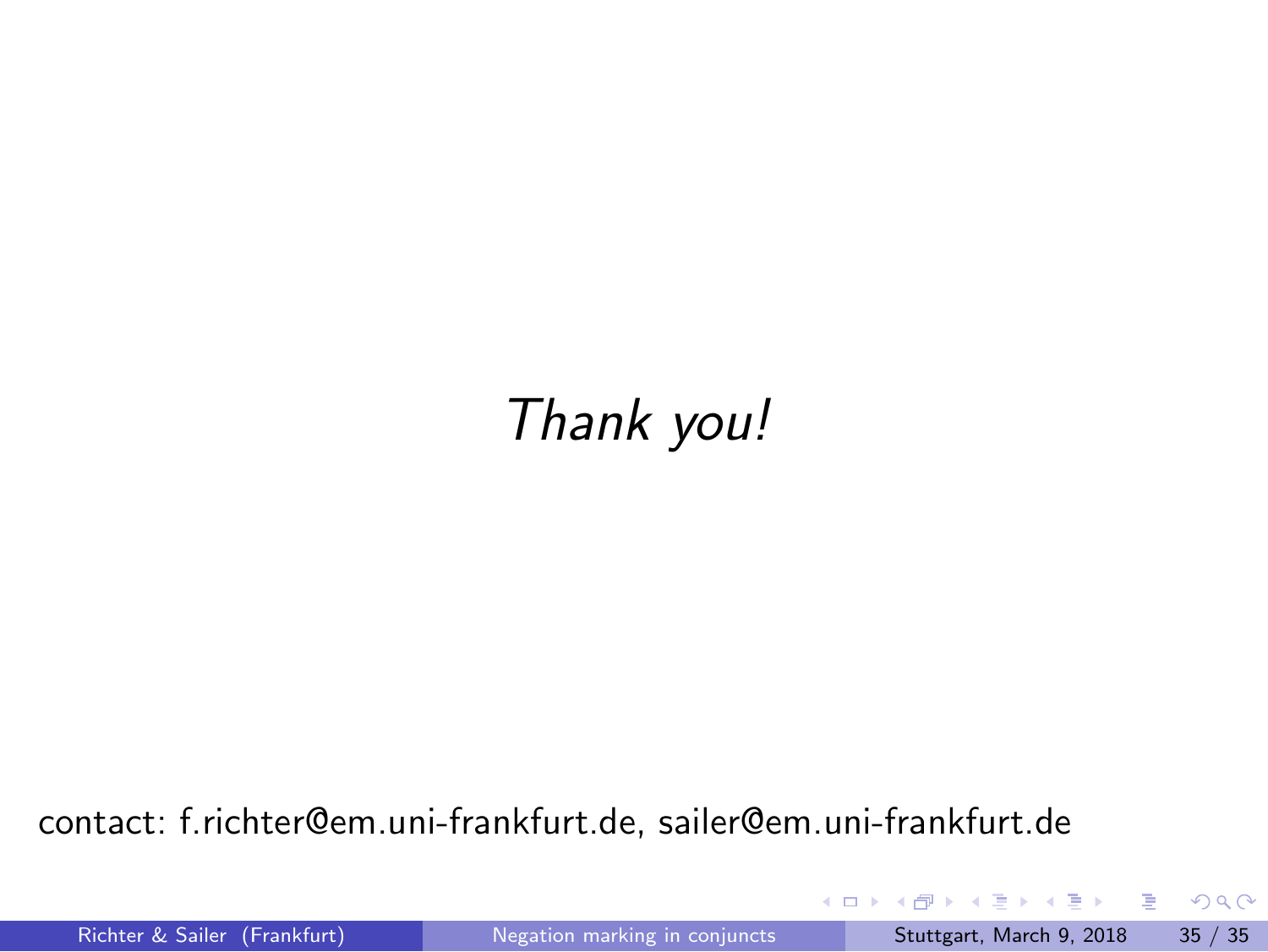*Thank you!*

contact: f.richter@em.uni-frankfurt.de, sailer@em.uni-frankfurt.de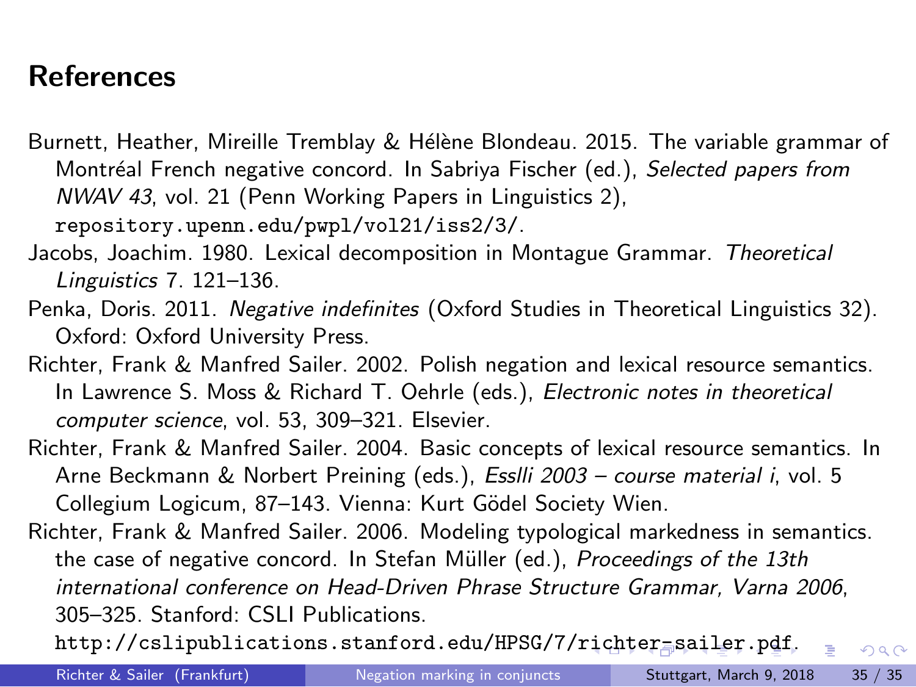# References

Burnett, Heather, Mireille Tremblay & Hélène Blondeau. 2015. The variable grammar of Montréal French negative concord. In Sabriya Fischer (ed.), *Selected papers from NWAV 43*, vol. 21 (Penn Working Papers in Linguistics 2), `repository.upenn.edu/pwpl/vol21/iss2/3/`.

Jacobs, Joachim. 1980. Lexical decomposition in Montague Grammar. *Theoretical Linguistics* 7. 121–136.

Penka, Doris. 2011. *Negative indefinites* (Oxford Studies in Theoretical Linguistics 32). Oxford: Oxford University Press.

Richter, Frank & Manfred Sailer. 2002. Polish negation and lexical resource semantics. In Lawrence S. Moss & Richard T. Oehrle (eds.), *Electronic notes in theoretical computer science*, vol. 53, 309–321. Elsevier.

Richter, Frank & Manfred Sailer. 2004. Basic concepts of lexical resource semantics. In Arne Beckmann & Norbert Preining (eds.), *Esslli 2003 – course material i*, vol. 5 Collegium Logicum, 87–143. Vienna: Kurt Gödel Society Wien.

Richter, Frank & Manfred Sailer. 2006. Modeling typological markedness in semantics. the case of negative concord. In Stefan Müller (ed.), *Proceedings of the 13th international conference on Head-Driven Phrase Structure Grammar, Varna 2006*, 305–325. Stanford: CSLI Publications. `http://cslipublications.stanford.edu/HPSG/7/richter-sailer.pdf`.